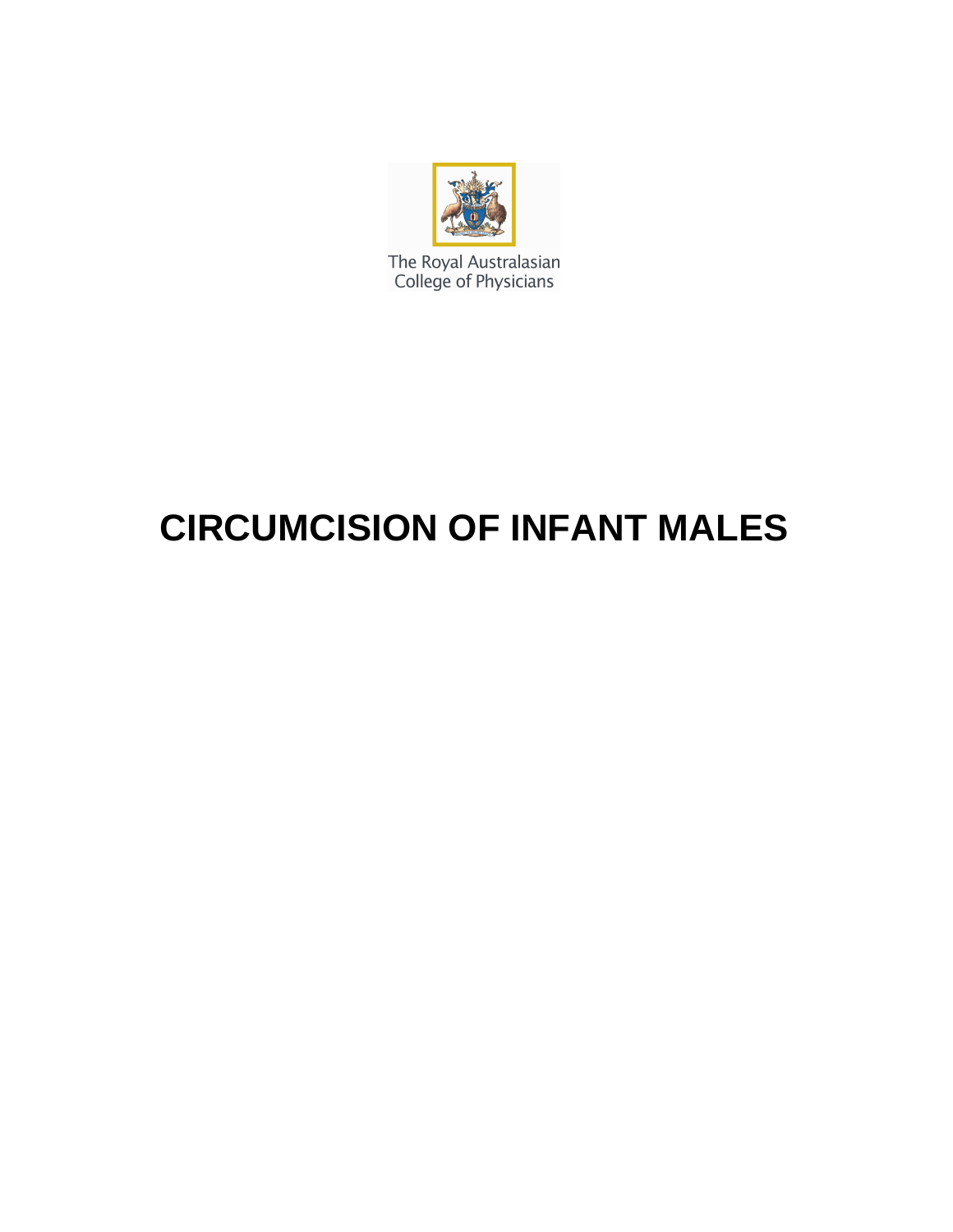The Royal Australasian College of Physicians

# CIRCUMCISION OF INFANT MALES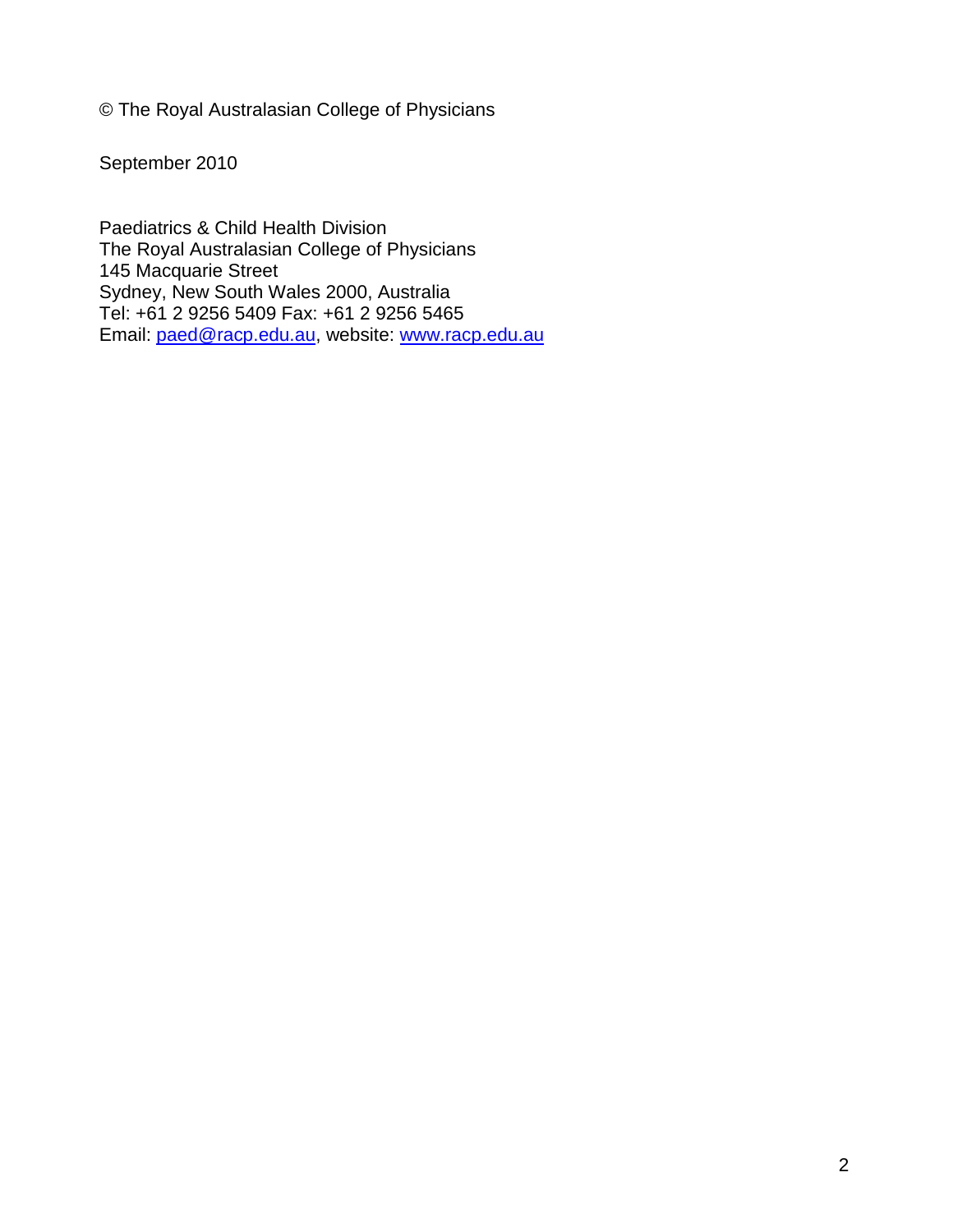© The Royal Australasian College of Physicians

September 2010

Paediatrics & Child Health Division  
The Royal Australasian College of Physicians  
145 Macquarie Street  
Sydney, New South Wales 2000, Australia  
Tel: +61 2 9256 5409 Fax: +61 2 9256 5465  
Email: paed@racp.edu.au, website: www.racp.edu.au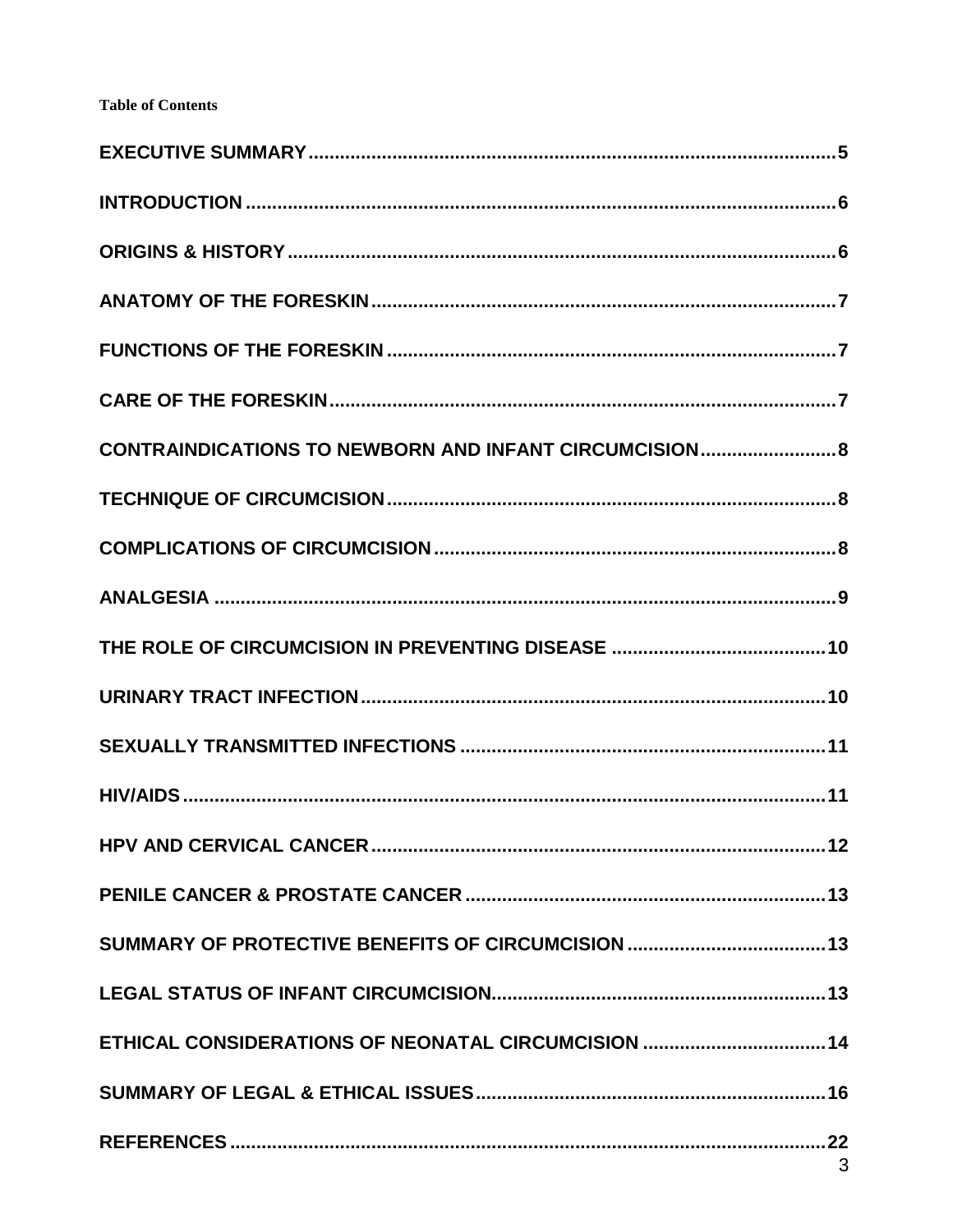**Table of Contents**

EXECUTIVE SUMMARY ..... 5

INTRODUCTION ..... 6

ORIGINS & HISTORY ..... 6

ANATOMY OF THE FORESKIN ..... 7

FUNCTIONS OF THE FORESKIN ..... 7

CARE OF THE FORESKIN ..... 7

CONTRAINDICATIONS TO NEWBORN AND INFANT CIRCUMCISION ..... 8

TECHNIQUE OF CIRCUMCISION ..... 8

COMPLICATIONS OF CIRCUMCISION ..... 8

ANALGESIA ..... 9

THE ROLE OF CIRCUMCISION IN PREVENTING DISEASE ..... 10

URINARY TRACT INFECTION ..... 10

SEXUALLY TRANSMITTED INFECTIONS ..... 11

HIV/AIDS ..... 11

HPV AND CERVICAL CANCER ..... 12

PENILE CANCER & PROSTATE CANCER ..... 13

SUMMARY OF PROTECTIVE BENEFITS OF CIRCUMCISION ..... 13

LEGAL STATUS OF INFANT CIRCUMCISION ..... 13

ETHICAL CONSIDERATIONS OF NEONATAL CIRCUMCISION ..... 14

SUMMARY OF LEGAL & ETHICAL ISSUES ..... 16

REFERENCES ..... 22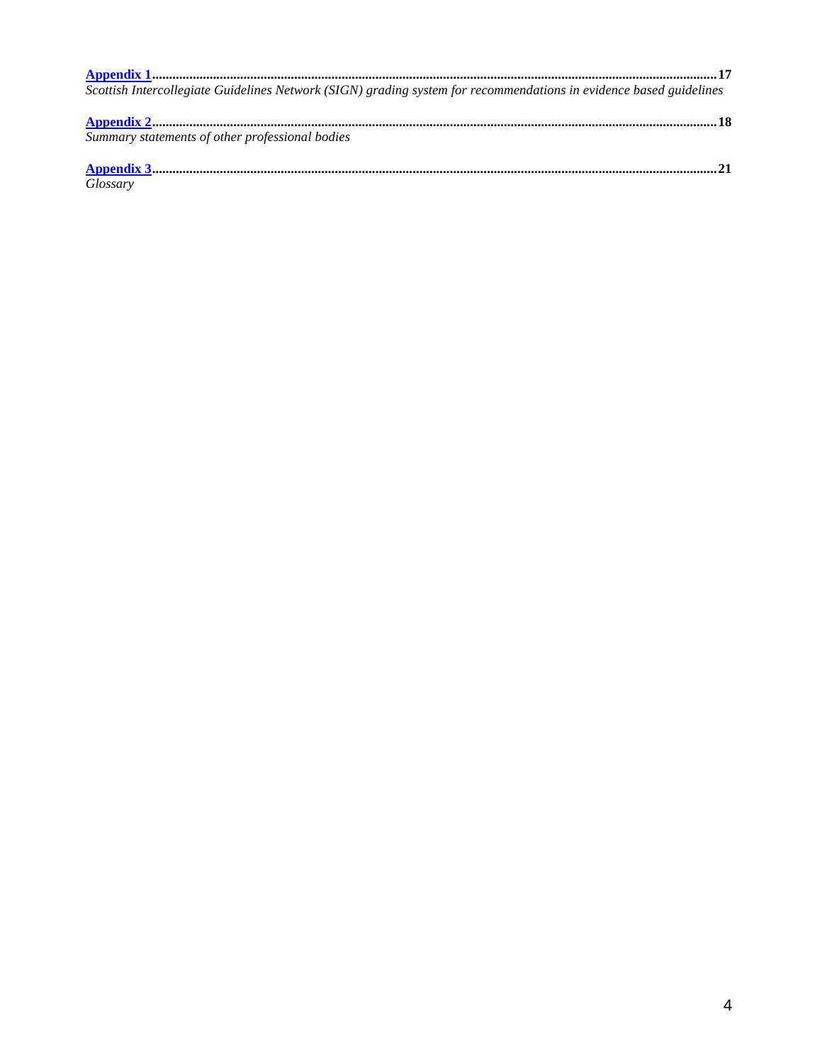**Appendix 1**......................................................................................................................................................**17**
*Scottish Intercollegiate Guidelines Network (SIGN) grading system for recommendations in evidence based guidelines*

**Appendix 2**......................................................................................................................................................**18**
*Summary statements of other professional bodies*

**Appendix 3**......................................................................................................................................................**21**
*Glossary*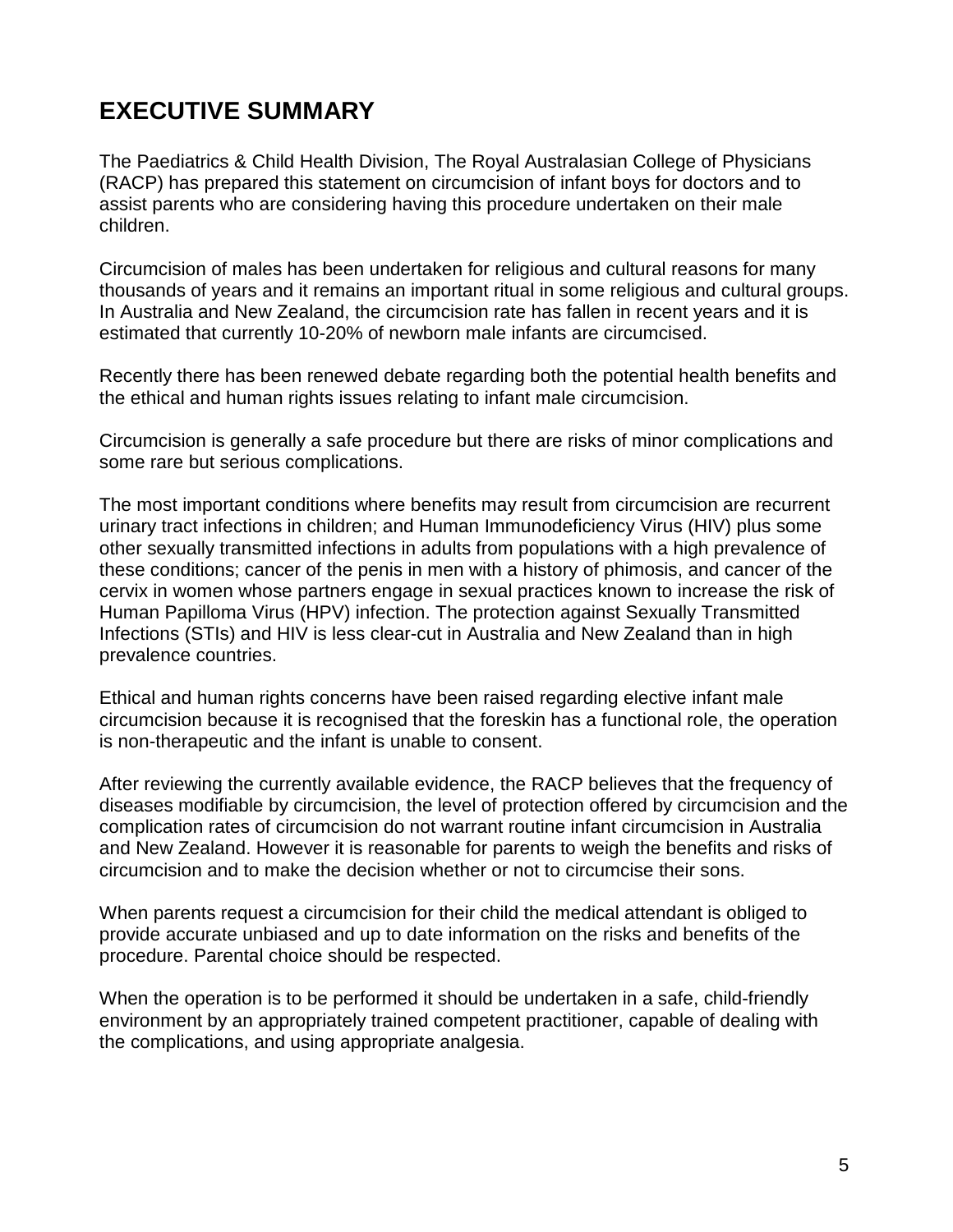# EXECUTIVE SUMMARY

The Paediatrics & Child Health Division, The Royal Australasian College of Physicians (RACP) has prepared this statement on circumcision of infant boys for doctors and to assist parents who are considering having this procedure undertaken on their male children.

Circumcision of males has been undertaken for religious and cultural reasons for many thousands of years and it remains an important ritual in some religious and cultural groups. In Australia and New Zealand, the circumcision rate has fallen in recent years and it is estimated that currently 10-20% of newborn male infants are circumcised.

Recently there has been renewed debate regarding both the potential health benefits and the ethical and human rights issues relating to infant male circumcision.

Circumcision is generally a safe procedure but there are risks of minor complications and some rare but serious complications.

The most important conditions where benefits may result from circumcision are recurrent urinary tract infections in children; and Human Immunodeficiency Virus (HIV) plus some other sexually transmitted infections in adults from populations with a high prevalence of these conditions; cancer of the penis in men with a history of phimosis, and cancer of the cervix in women whose partners engage in sexual practices known to increase the risk of Human Papilloma Virus (HPV) infection. The protection against Sexually Transmitted Infections (STIs) and HIV is less clear-cut in Australia and New Zealand than in high prevalence countries.

Ethical and human rights concerns have been raised regarding elective infant male circumcision because it is recognised that the foreskin has a functional role, the operation is non-therapeutic and the infant is unable to consent.

After reviewing the currently available evidence, the RACP believes that the frequency of diseases modifiable by circumcision, the level of protection offered by circumcision and the complication rates of circumcision do not warrant routine infant circumcision in Australia and New Zealand. However it is reasonable for parents to weigh the benefits and risks of circumcision and to make the decision whether or not to circumcise their sons.

When parents request a circumcision for their child the medical attendant is obliged to provide accurate unbiased and up to date information on the risks and benefits of the procedure. Parental choice should be respected.

When the operation is to be performed it should be undertaken in a safe, child-friendly environment by an appropriately trained competent practitioner, capable of dealing with the complications, and using appropriate analgesia.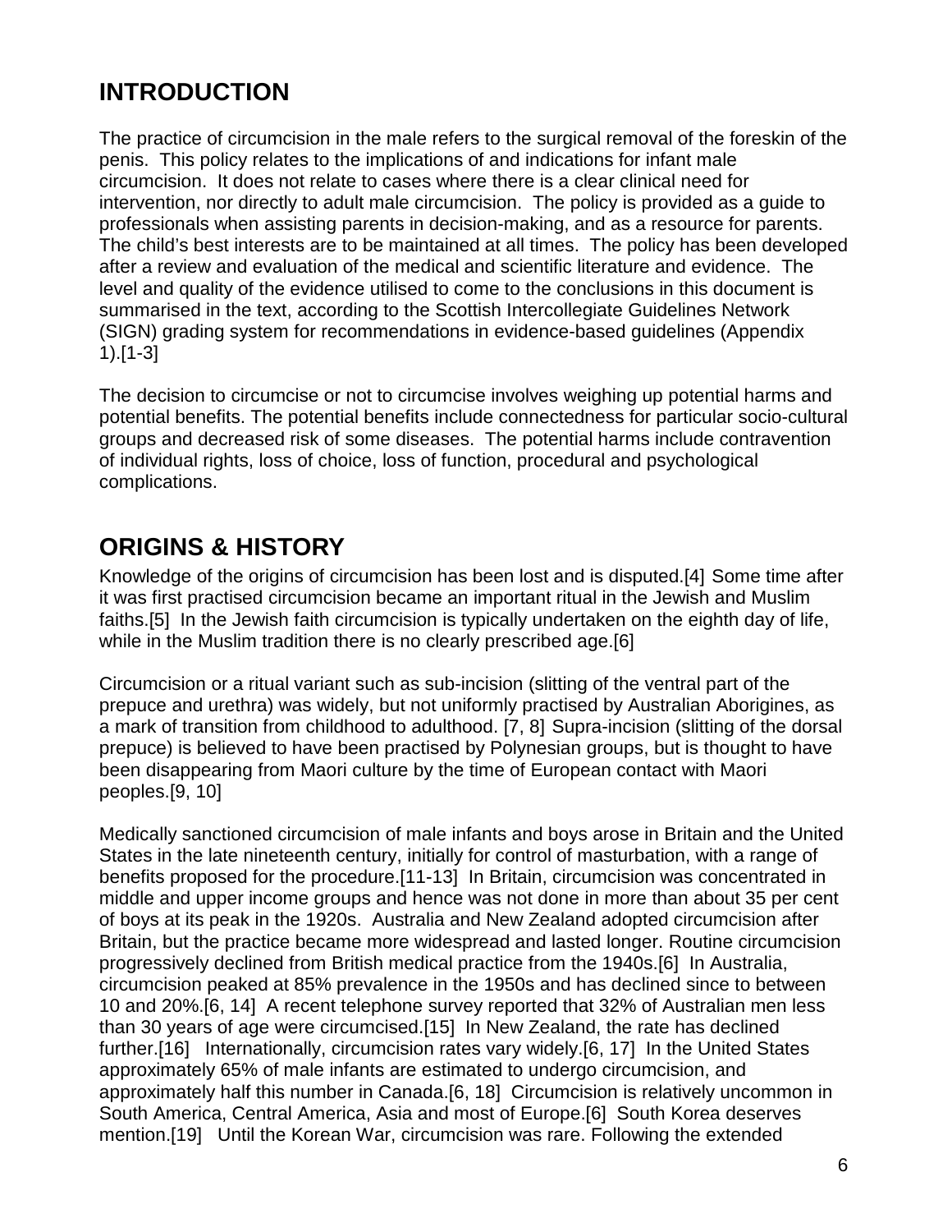## INTRODUCTION

The practice of circumcision in the male refers to the surgical removal of the foreskin of the penis. This policy relates to the implications of and indications for infant male circumcision. It does not relate to cases where there is a clear clinical need for intervention, nor directly to adult male circumcision. The policy is provided as a guide to professionals when assisting parents in decision-making, and as a resource for parents. The child's best interests are to be maintained at all times. The policy has been developed after a review and evaluation of the medical and scientific literature and evidence. The level and quality of the evidence utilised to come to the conclusions in this document is summarised in the text, according to the Scottish Intercollegiate Guidelines Network (SIGN) grading system for recommendations in evidence-based guidelines (Appendix 1).[1-3]

The decision to circumcise or not to circumcise involves weighing up potential harms and potential benefits. The potential benefits include connectedness for particular socio-cultural groups and decreased risk of some diseases. The potential harms include contravention of individual rights, loss of choice, loss of function, procedural and psychological complications.

## ORIGINS & HISTORY

Knowledge of the origins of circumcision has been lost and is disputed.[4] Some time after it was first practised circumcision became an important ritual in the Jewish and Muslim faiths.[5] In the Jewish faith circumcision is typically undertaken on the eighth day of life, while in the Muslim tradition there is no clearly prescribed age.[6]

Circumcision or a ritual variant such as sub-incision (slitting of the ventral part of the prepuce and urethra) was widely, but not uniformly practised by Australian Aborigines, as a mark of transition from childhood to adulthood. [7, 8] Supra-incision (slitting of the dorsal prepuce) is believed to have been practised by Polynesian groups, but is thought to have been disappearing from Maori culture by the time of European contact with Maori peoples.[9, 10]

Medically sanctioned circumcision of male infants and boys arose in Britain and the United States in the late nineteenth century, initially for control of masturbation, with a range of benefits proposed for the procedure.[11-13] In Britain, circumcision was concentrated in middle and upper income groups and hence was not done in more than about 35 per cent of boys at its peak in the 1920s. Australia and New Zealand adopted circumcision after Britain, but the practice became more widespread and lasted longer. Routine circumcision progressively declined from British medical practice from the 1940s.[6] In Australia, circumcision peaked at 85% prevalence in the 1950s and has declined since to between 10 and 20%.[6, 14] A recent telephone survey reported that 32% of Australian men less than 30 years of age were circumcised.[15] In New Zealand, the rate has declined further.[16] Internationally, circumcision rates vary widely.[6, 17] In the United States approximately 65% of male infants are estimated to undergo circumcision, and approximately half this number in Canada.[6, 18] Circumcision is relatively uncommon in South America, Central America, Asia and most of Europe.[6] South Korea deserves mention.[19] Until the Korean War, circumcision was rare. Following the extended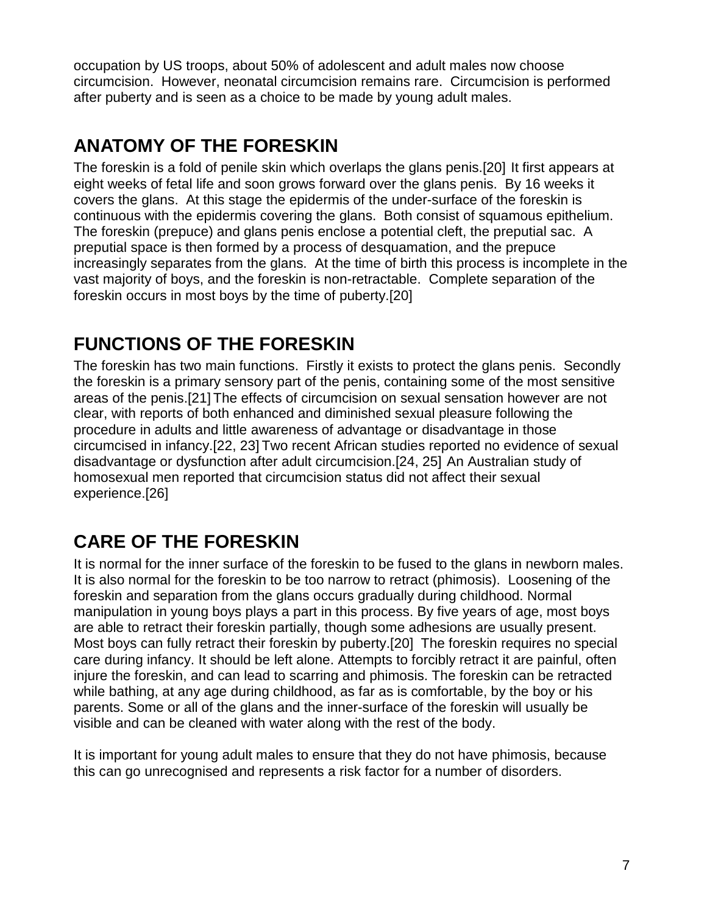occupation by US troops, about 50% of adolescent and adult males now choose circumcision. However, neonatal circumcision remains rare. Circumcision is performed after puberty and is seen as a choice to be made by young adult males.

## ANATOMY OF THE FORESKIN

The foreskin is a fold of penile skin which overlaps the glans penis.[20] It first appears at eight weeks of fetal life and soon grows forward over the glans penis. By 16 weeks it covers the glans. At this stage the epidermis of the under-surface of the foreskin is continuous with the epidermis covering the glans. Both consist of squamous epithelium. The foreskin (prepuce) and glans penis enclose a potential cleft, the preputial sac. A preputial space is then formed by a process of desquamation, and the prepuce increasingly separates from the glans. At the time of birth this process is incomplete in the vast majority of boys, and the foreskin is non-retractable. Complete separation of the foreskin occurs in most boys by the time of puberty.[20]

## FUNCTIONS OF THE FORESKIN

The foreskin has two main functions. Firstly it exists to protect the glans penis. Secondly the foreskin is a primary sensory part of the penis, containing some of the most sensitive areas of the penis.[21] The effects of circumcision on sexual sensation however are not clear, with reports of both enhanced and diminished sexual pleasure following the procedure in adults and little awareness of advantage or disadvantage in those circumcised in infancy.[22, 23] Two recent African studies reported no evidence of sexual disadvantage or dysfunction after adult circumcision.[24, 25] An Australian study of homosexual men reported that circumcision status did not affect their sexual experience.[26]

## CARE OF THE FORESKIN

It is normal for the inner surface of the foreskin to be fused to the glans in newborn males. It is also normal for the foreskin to be too narrow to retract (phimosis). Loosening of the foreskin and separation from the glans occurs gradually during childhood. Normal manipulation in young boys plays a part in this process. By five years of age, most boys are able to retract their foreskin partially, though some adhesions are usually present. Most boys can fully retract their foreskin by puberty.[20] The foreskin requires no special care during infancy. It should be left alone. Attempts to forcibly retract it are painful, often injure the foreskin, and can lead to scarring and phimosis. The foreskin can be retracted while bathing, at any age during childhood, as far as is comfortable, by the boy or his parents. Some or all of the glans and the inner-surface of the foreskin will usually be visible and can be cleaned with water along with the rest of the body.

It is important for young adult males to ensure that they do not have phimosis, because this can go unrecognised and represents a risk factor for a number of disorders.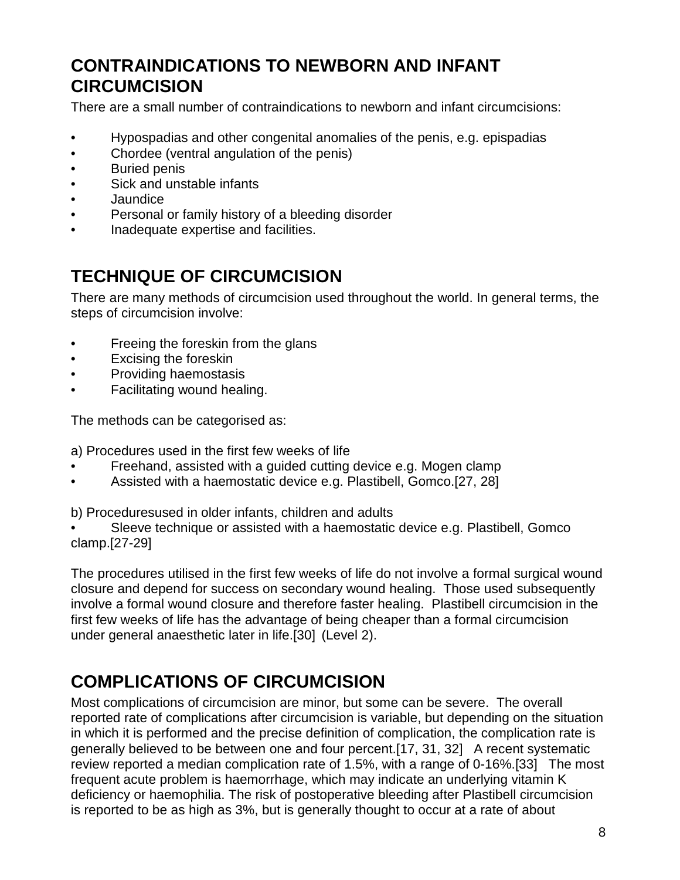## CONTRAINDICATIONS TO NEWBORN AND INFANT CIRCUMCISION

There are a small number of contraindications to newborn and infant circumcisions:

- Hypospadias and other congenital anomalies of the penis, e.g. epispadias
- Chordee (ventral angulation of the penis)
- Buried penis
- Sick and unstable infants
- Jaundice
- Personal or family history of a bleeding disorder
- Inadequate expertise and facilities.

## TECHNIQUE OF CIRCUMCISION

There are many methods of circumcision used throughout the world. In general terms, the steps of circumcision involve:

- Freeing the foreskin from the glans
- Excising the foreskin
- Providing haemostasis
- Facilitating wound healing.

The methods can be categorised as:

a) Procedures used in the first few weeks of life
- Freehand, assisted with a guided cutting device e.g. Mogen clamp
- Assisted with a haemostatic device e.g. Plastibell, Gomco.[27, 28]

b) Proceduresused in older infants, children and adults
- Sleeve technique or assisted with a haemostatic device e.g. Plastibell, Gomco clamp.[27-29]

The procedures utilised in the first few weeks of life do not involve a formal surgical wound closure and depend for success on secondary wound healing. Those used subsequently involve a formal wound closure and therefore faster healing. Plastibell circumcision in the first few weeks of life has the advantage of being cheaper than a formal circumcision under general anaesthetic later in life.[30] (Level 2).

## COMPLICATIONS OF CIRCUMCISION

Most complications of circumcision are minor, but some can be severe. The overall reported rate of complications after circumcision is variable, but depending on the situation in which it is performed and the precise definition of complication, the complication rate is generally believed to be between one and four percent.[17, 31, 32] A recent systematic review reported a median complication rate of 1.5%, with a range of 0-16%.[33] The most frequent acute problem is haemorrhage, which may indicate an underlying vitamin K deficiency or haemophilia. The risk of postoperative bleeding after Plastibell circumcision is reported to be as high as 3%, but is generally thought to occur at a rate of about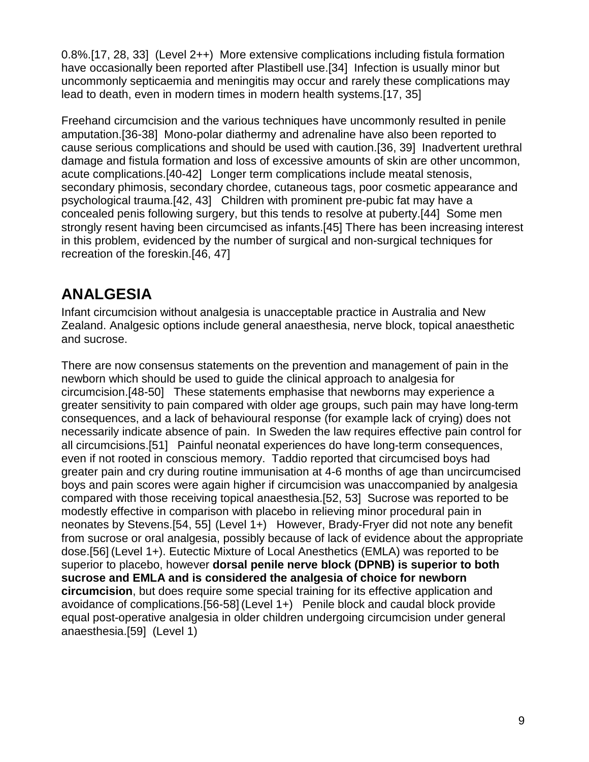0.8%.[17, 28, 33] (Level 2++) More extensive complications including fistula formation have occasionally been reported after Plastibell use.[34] Infection is usually minor but uncommonly septicaemia and meningitis may occur and rarely these complications may lead to death, even in modern times in modern health systems.[17, 35]

Freehand circumcision and the various techniques have uncommonly resulted in penile amputation.[36-38] Mono-polar diathermy and adrenaline have also been reported to cause serious complications and should be used with caution.[36, 39] Inadvertent urethral damage and fistula formation and loss of excessive amounts of skin are other uncommon, acute complications.[40-42] Longer term complications include meatal stenosis, secondary phimosis, secondary chordee, cutaneous tags, poor cosmetic appearance and psychological trauma.[42, 43] Children with prominent pre-pubic fat may have a concealed penis following surgery, but this tends to resolve at puberty.[44] Some men strongly resent having been circumcised as infants.[45] There has been increasing interest in this problem, evidenced by the number of surgical and non-surgical techniques for recreation of the foreskin.[46, 47]

## ANALGESIA

Infant circumcision without analgesia is unacceptable practice in Australia and New Zealand. Analgesic options include general anaesthesia, nerve block, topical anaesthetic and sucrose.

There are now consensus statements on the prevention and management of pain in the newborn which should be used to guide the clinical approach to analgesia for circumcision.[48-50] These statements emphasise that newborns may experience a greater sensitivity to pain compared with older age groups, such pain may have long-term consequences, and a lack of behavioural response (for example lack of crying) does not necessarily indicate absence of pain. In Sweden the law requires effective pain control for all circumcisions.[51] Painful neonatal experiences do have long-term consequences, even if not rooted in conscious memory. Taddio reported that circumcised boys had greater pain and cry during routine immunisation at 4-6 months of age than uncircumcised boys and pain scores were again higher if circumcision was unaccompanied by analgesia compared with those receiving topical anaesthesia.[52, 53] Sucrose was reported to be modestly effective in comparison with placebo in relieving minor procedural pain in neonates by Stevens.[54, 55] (Level 1+) However, Brady-Fryer did not note any benefit from sucrose or oral analgesia, possibly because of lack of evidence about the appropriate dose.[56] (Level 1+). Eutectic Mixture of Local Anesthetics (EMLA) was reported to be superior to placebo, however **dorsal penile nerve block (DPNB) is superior to both sucrose and EMLA and is considered the analgesia of choice for newborn circumcision**, but does require some special training for its effective application and avoidance of complications.[56-58] (Level 1+) Penile block and caudal block provide equal post-operative analgesia in older children undergoing circumcision under general anaesthesia.[59] (Level 1)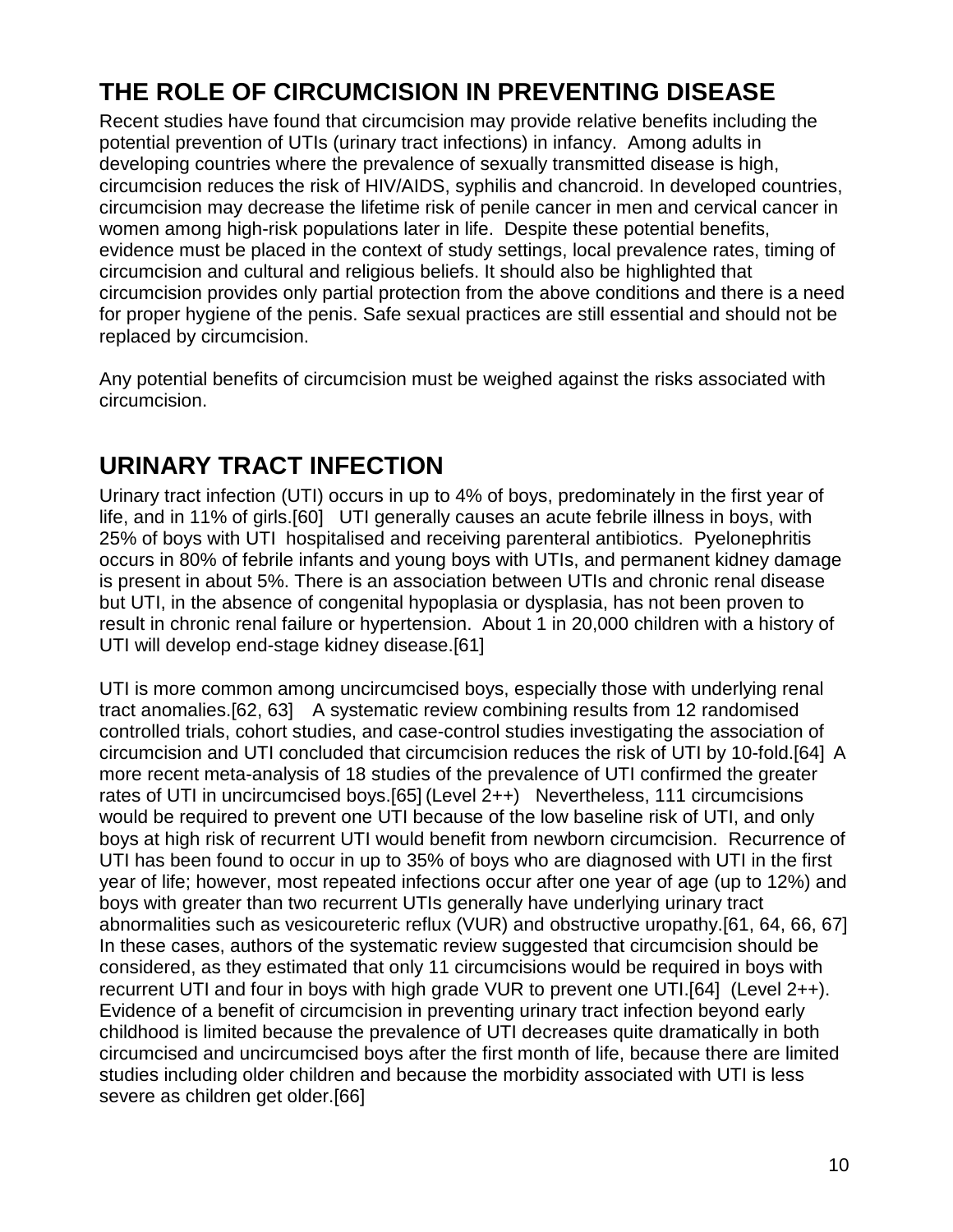## THE ROLE OF CIRCUMCISION IN PREVENTING DISEASE

Recent studies have found that circumcision may provide relative benefits including the potential prevention of UTIs (urinary tract infections) in infancy. Among adults in developing countries where the prevalence of sexually transmitted disease is high, circumcision reduces the risk of HIV/AIDS, syphilis and chancroid. In developed countries, circumcision may decrease the lifetime risk of penile cancer in men and cervical cancer in women among high-risk populations later in life. Despite these potential benefits, evidence must be placed in the context of study settings, local prevalence rates, timing of circumcision and cultural and religious beliefs. It should also be highlighted that circumcision provides only partial protection from the above conditions and there is a need for proper hygiene of the penis. Safe sexual practices are still essential and should not be replaced by circumcision.

Any potential benefits of circumcision must be weighed against the risks associated with circumcision.

## URINARY TRACT INFECTION

Urinary tract infection (UTI) occurs in up to 4% of boys, predominately in the first year of life, and in 11% of girls.[60] UTI generally causes an acute febrile illness in boys, with 25% of boys with UTI hospitalised and receiving parenteral antibiotics. Pyelonephritis occurs in 80% of febrile infants and young boys with UTIs, and permanent kidney damage is present in about 5%. There is an association between UTIs and chronic renal disease but UTI, in the absence of congenital hypoplasia or dysplasia, has not been proven to result in chronic renal failure or hypertension. About 1 in 20,000 children with a history of UTI will develop end-stage kidney disease.[61]

UTI is more common among uncircumcised boys, especially those with underlying renal tract anomalies.[62, 63] A systematic review combining results from 12 randomised controlled trials, cohort studies, and case-control studies investigating the association of circumcision and UTI concluded that circumcision reduces the risk of UTI by 10-fold.[64] A more recent meta-analysis of 18 studies of the prevalence of UTI confirmed the greater rates of UTI in uncircumcised boys.[65] (Level 2++) Nevertheless, 111 circumcisions would be required to prevent one UTI because of the low baseline risk of UTI, and only boys at high risk of recurrent UTI would benefit from newborn circumcision. Recurrence of UTI has been found to occur in up to 35% of boys who are diagnosed with UTI in the first year of life; however, most repeated infections occur after one year of age (up to 12%) and boys with greater than two recurrent UTIs generally have underlying urinary tract abnormalities such as vesicoureteric reflux (VUR) and obstructive uropathy.[61, 64, 66, 67] In these cases, authors of the systematic review suggested that circumcision should be considered, as they estimated that only 11 circumcisions would be required in boys with recurrent UTI and four in boys with high grade VUR to prevent one UTI.[64] (Level 2++). Evidence of a benefit of circumcision in preventing urinary tract infection beyond early childhood is limited because the prevalence of UTI decreases quite dramatically in both circumcised and uncircumcised boys after the first month of life, because there are limited studies including older children and because the morbidity associated with UTI is less severe as children get older.[66]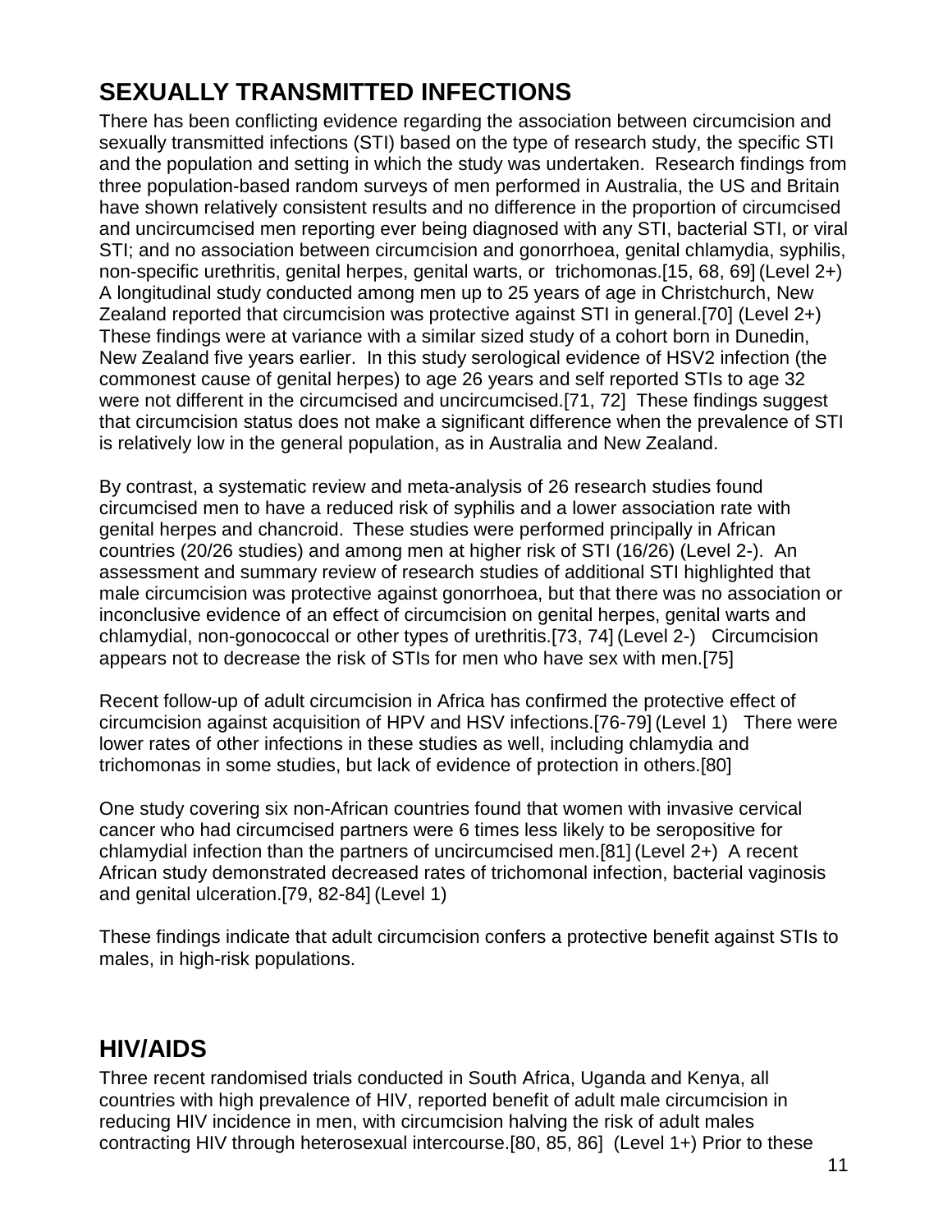## SEXUALLY TRANSMITTED INFECTIONS

There has been conflicting evidence regarding the association between circumcision and sexually transmitted infections (STI) based on the type of research study, the specific STI and the population and setting in which the study was undertaken. Research findings from three population-based random surveys of men performed in Australia, the US and Britain have shown relatively consistent results and no difference in the proportion of circumcised and uncircumcised men reporting ever being diagnosed with any STI, bacterial STI, or viral STI; and no association between circumcision and gonorrhoea, genital chlamydia, syphilis, non-specific urethritis, genital herpes, genital warts, or trichomonas.[15, 68, 69] (Level 2+) A longitudinal study conducted among men up to 25 years of age in Christchurch, New Zealand reported that circumcision was protective against STI in general.[70] (Level 2+) These findings were at variance with a similar sized study of a cohort born in Dunedin, New Zealand five years earlier. In this study serological evidence of HSV2 infection (the commonest cause of genital herpes) to age 26 years and self reported STIs to age 32 were not different in the circumcised and uncircumcised.[71, 72] These findings suggest that circumcision status does not make a significant difference when the prevalence of STI is relatively low in the general population, as in Australia and New Zealand.

By contrast, a systematic review and meta-analysis of 26 research studies found circumcised men to have a reduced risk of syphilis and a lower association rate with genital herpes and chancroid. These studies were performed principally in African countries (20/26 studies) and among men at higher risk of STI (16/26) (Level 2-). An assessment and summary review of research studies of additional STI highlighted that male circumcision was protective against gonorrhoea, but that there was no association or inconclusive evidence of an effect of circumcision on genital herpes, genital warts and chlamydial, non-gonococcal or other types of urethritis.[73, 74] (Level 2-) Circumcision appears not to decrease the risk of STIs for men who have sex with men.[75]

Recent follow-up of adult circumcision in Africa has confirmed the protective effect of circumcision against acquisition of HPV and HSV infections.[76-79] (Level 1) There were lower rates of other infections in these studies as well, including chlamydia and trichomonas in some studies, but lack of evidence of protection in others.[80]

One study covering six non-African countries found that women with invasive cervical cancer who had circumcised partners were 6 times less likely to be seropositive for chlamydial infection than the partners of uncircumcised men.[81] (Level 2+) A recent African study demonstrated decreased rates of trichomonal infection, bacterial vaginosis and genital ulceration.[79, 82-84] (Level 1)

These findings indicate that adult circumcision confers a protective benefit against STIs to males, in high-risk populations.

## HIV/AIDS

Three recent randomised trials conducted in South Africa, Uganda and Kenya, all countries with high prevalence of HIV, reported benefit of adult male circumcision in reducing HIV incidence in men, with circumcision halving the risk of adult males contracting HIV through heterosexual intercourse.[80, 85, 86] (Level 1+) Prior to these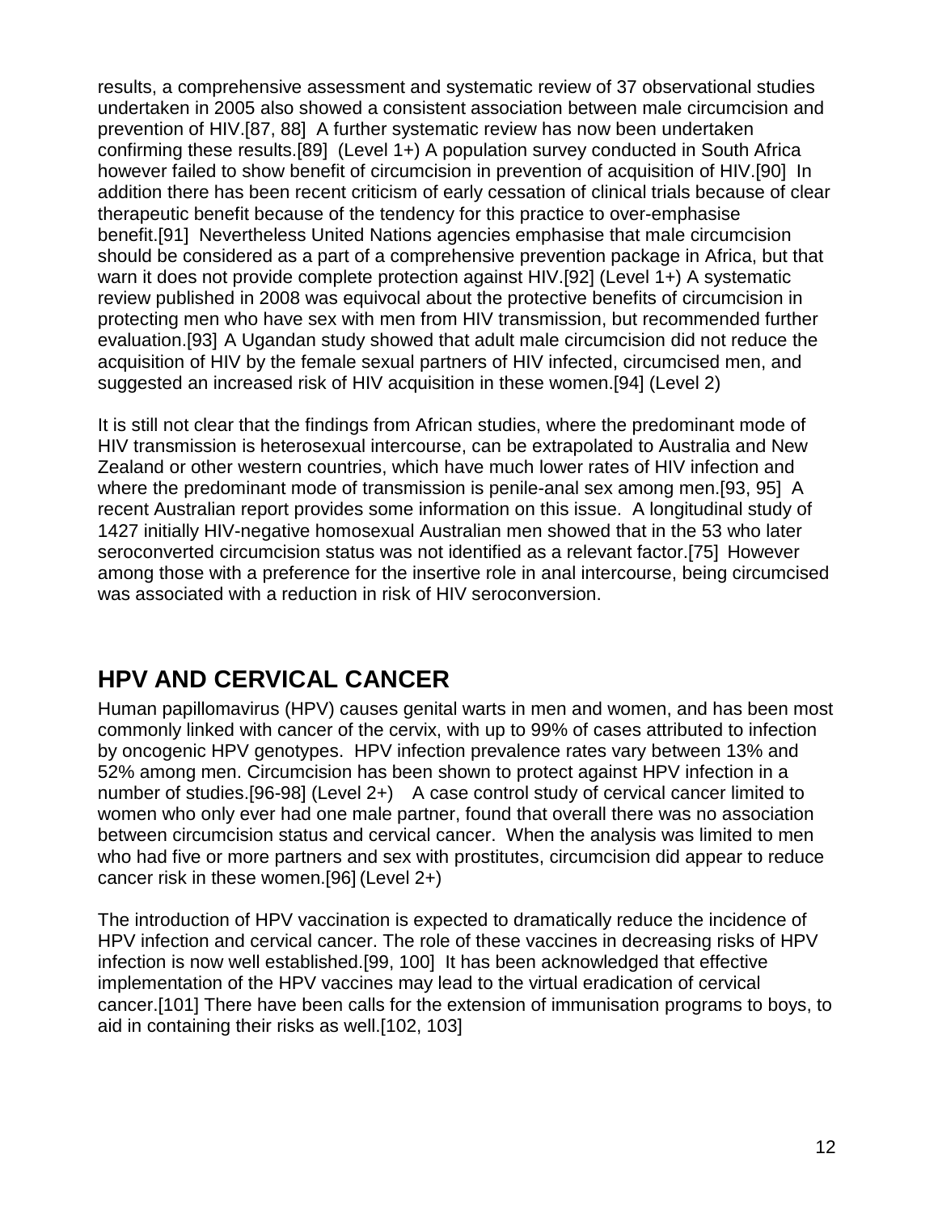results, a comprehensive assessment and systematic review of 37 observational studies undertaken in 2005 also showed a consistent association between male circumcision and prevention of HIV.[87, 88] A further systematic review has now been undertaken confirming these results.[89] (Level 1+) A population survey conducted in South Africa however failed to show benefit of circumcision in prevention of acquisition of HIV.[90] In addition there has been recent criticism of early cessation of clinical trials because of clear therapeutic benefit because of the tendency for this practice to over-emphasise benefit.[91] Nevertheless United Nations agencies emphasise that male circumcision should be considered as a part of a comprehensive prevention package in Africa, but that warn it does not provide complete protection against HIV.[92] (Level 1+) A systematic review published in 2008 was equivocal about the protective benefits of circumcision in protecting men who have sex with men from HIV transmission, but recommended further evaluation.[93] A Ugandan study showed that adult male circumcision did not reduce the acquisition of HIV by the female sexual partners of HIV infected, circumcised men, and suggested an increased risk of HIV acquisition in these women.[94] (Level 2)

It is still not clear that the findings from African studies, where the predominant mode of HIV transmission is heterosexual intercourse, can be extrapolated to Australia and New Zealand or other western countries, which have much lower rates of HIV infection and where the predominant mode of transmission is penile-anal sex among men.[93, 95] A recent Australian report provides some information on this issue. A longitudinal study of 1427 initially HIV-negative homosexual Australian men showed that in the 53 who later seroconverted circumcision status was not identified as a relevant factor.[75] However among those with a preference for the insertive role in anal intercourse, being circumcised was associated with a reduction in risk of HIV seroconversion.

## HPV AND CERVICAL CANCER

Human papillomavirus (HPV) causes genital warts in men and women, and has been most commonly linked with cancer of the cervix, with up to 99% of cases attributed to infection by oncogenic HPV genotypes. HPV infection prevalence rates vary between 13% and 52% among men. Circumcision has been shown to protect against HPV infection in a number of studies.[96-98] (Level 2+) A case control study of cervical cancer limited to women who only ever had one male partner, found that overall there was no association between circumcision status and cervical cancer. When the analysis was limited to men who had five or more partners and sex with prostitutes, circumcision did appear to reduce cancer risk in these women.[96] (Level 2+)

The introduction of HPV vaccination is expected to dramatically reduce the incidence of HPV infection and cervical cancer. The role of these vaccines in decreasing risks of HPV infection is now well established.[99, 100] It has been acknowledged that effective implementation of the HPV vaccines may lead to the virtual eradication of cervical cancer.[101] There have been calls for the extension of immunisation programs to boys, to aid in containing their risks as well.[102, 103]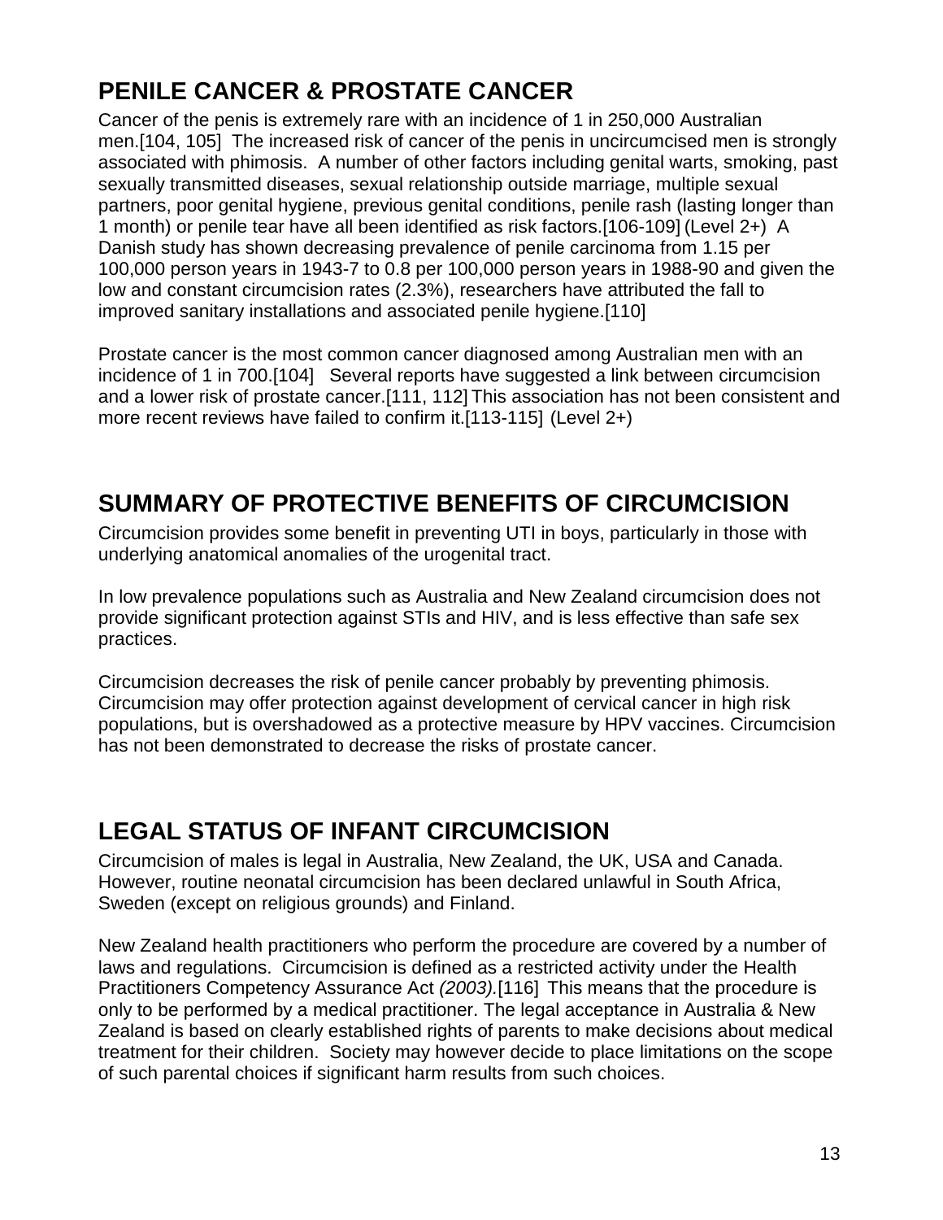## PENILE CANCER & PROSTATE CANCER

Cancer of the penis is extremely rare with an incidence of 1 in 250,000 Australian men.[104, 105] The increased risk of cancer of the penis in uncircumcised men is strongly associated with phimosis. A number of other factors including genital warts, smoking, past sexually transmitted diseases, sexual relationship outside marriage, multiple sexual partners, poor genital hygiene, previous genital conditions, penile rash (lasting longer than 1 month) or penile tear have all been identified as risk factors.[106-109] (Level 2+) A Danish study has shown decreasing prevalence of penile carcinoma from 1.15 per 100,000 person years in 1943-7 to 0.8 per 100,000 person years in 1988-90 and given the low and constant circumcision rates (2.3%), researchers have attributed the fall to improved sanitary installations and associated penile hygiene.[110]

Prostate cancer is the most common cancer diagnosed among Australian men with an incidence of 1 in 700.[104] Several reports have suggested a link between circumcision and a lower risk of prostate cancer.[111, 112] This association has not been consistent and more recent reviews have failed to confirm it.[113-115] (Level 2+)

## SUMMARY OF PROTECTIVE BENEFITS OF CIRCUMCISION

Circumcision provides some benefit in preventing UTI in boys, particularly in those with underlying anatomical anomalies of the urogenital tract.

In low prevalence populations such as Australia and New Zealand circumcision does not provide significant protection against STIs and HIV, and is less effective than safe sex practices.

Circumcision decreases the risk of penile cancer probably by preventing phimosis. Circumcision may offer protection against development of cervical cancer in high risk populations, but is overshadowed as a protective measure by HPV vaccines. Circumcision has not been demonstrated to decrease the risks of prostate cancer.

## LEGAL STATUS OF INFANT CIRCUMCISION

Circumcision of males is legal in Australia, New Zealand, the UK, USA and Canada. However, routine neonatal circumcision has been declared unlawful in South Africa, Sweden (except on religious grounds) and Finland.

New Zealand health practitioners who perform the procedure are covered by a number of laws and regulations. Circumcision is defined as a restricted activity under the Health Practitioners Competency Assurance Act *(2003).*[116] This means that the procedure is only to be performed by a medical practitioner. The legal acceptance in Australia & New Zealand is based on clearly established rights of parents to make decisions about medical treatment for their children. Society may however decide to place limitations on the scope of such parental choices if significant harm results from such choices.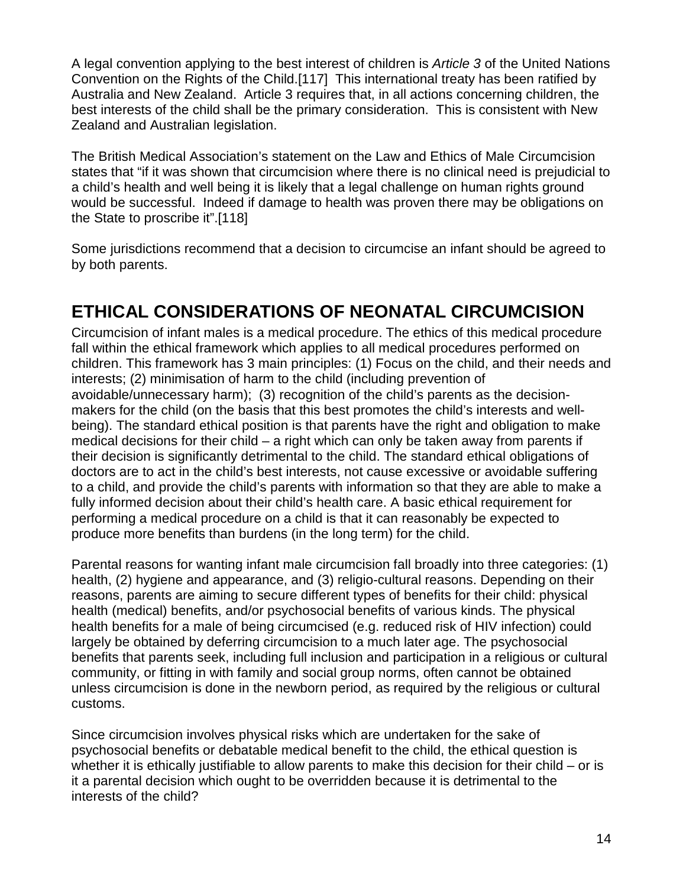A legal convention applying to the best interest of children is *Article 3* of the United Nations Convention on the Rights of the Child.[117] This international treaty has been ratified by Australia and New Zealand. Article 3 requires that, in all actions concerning children, the best interests of the child shall be the primary consideration. This is consistent with New Zealand and Australian legislation.

The British Medical Association's statement on the Law and Ethics of Male Circumcision states that "if it was shown that circumcision where there is no clinical need is prejudicial to a child's health and well being it is likely that a legal challenge on human rights ground would be successful. Indeed if damage to health was proven there may be obligations on the State to proscribe it".[118]

Some jurisdictions recommend that a decision to circumcise an infant should be agreed to by both parents.

## ETHICAL CONSIDERATIONS OF NEONATAL CIRCUMCISION

Circumcision of infant males is a medical procedure. The ethics of this medical procedure fall within the ethical framework which applies to all medical procedures performed on children. This framework has 3 main principles: (1) Focus on the child, and their needs and interests; (2) minimisation of harm to the child (including prevention of avoidable/unnecessary harm); (3) recognition of the child's parents as the decision-makers for the child (on the basis that this best promotes the child's interests and well-being). The standard ethical position is that parents have the right and obligation to make medical decisions for their child – a right which can only be taken away from parents if their decision is significantly detrimental to the child. The standard ethical obligations of doctors are to act in the child's best interests, not cause excessive or avoidable suffering to a child, and provide the child's parents with information so that they are able to make a fully informed decision about their child's health care. A basic ethical requirement for performing a medical procedure on a child is that it can reasonably be expected to produce more benefits than burdens (in the long term) for the child.

Parental reasons for wanting infant male circumcision fall broadly into three categories: (1) health, (2) hygiene and appearance, and (3) religio-cultural reasons. Depending on their reasons, parents are aiming to secure different types of benefits for their child: physical health (medical) benefits, and/or psychosocial benefits of various kinds. The physical health benefits for a male of being circumcised (e.g. reduced risk of HIV infection) could largely be obtained by deferring circumcision to a much later age. The psychosocial benefits that parents seek, including full inclusion and participation in a religious or cultural community, or fitting in with family and social group norms, often cannot be obtained unless circumcision is done in the newborn period, as required by the religious or cultural customs.

Since circumcision involves physical risks which are undertaken for the sake of psychosocial benefits or debatable medical benefit to the child, the ethical question is whether it is ethically justifiable to allow parents to make this decision for their child – or is it a parental decision which ought to be overridden because it is detrimental to the interests of the child?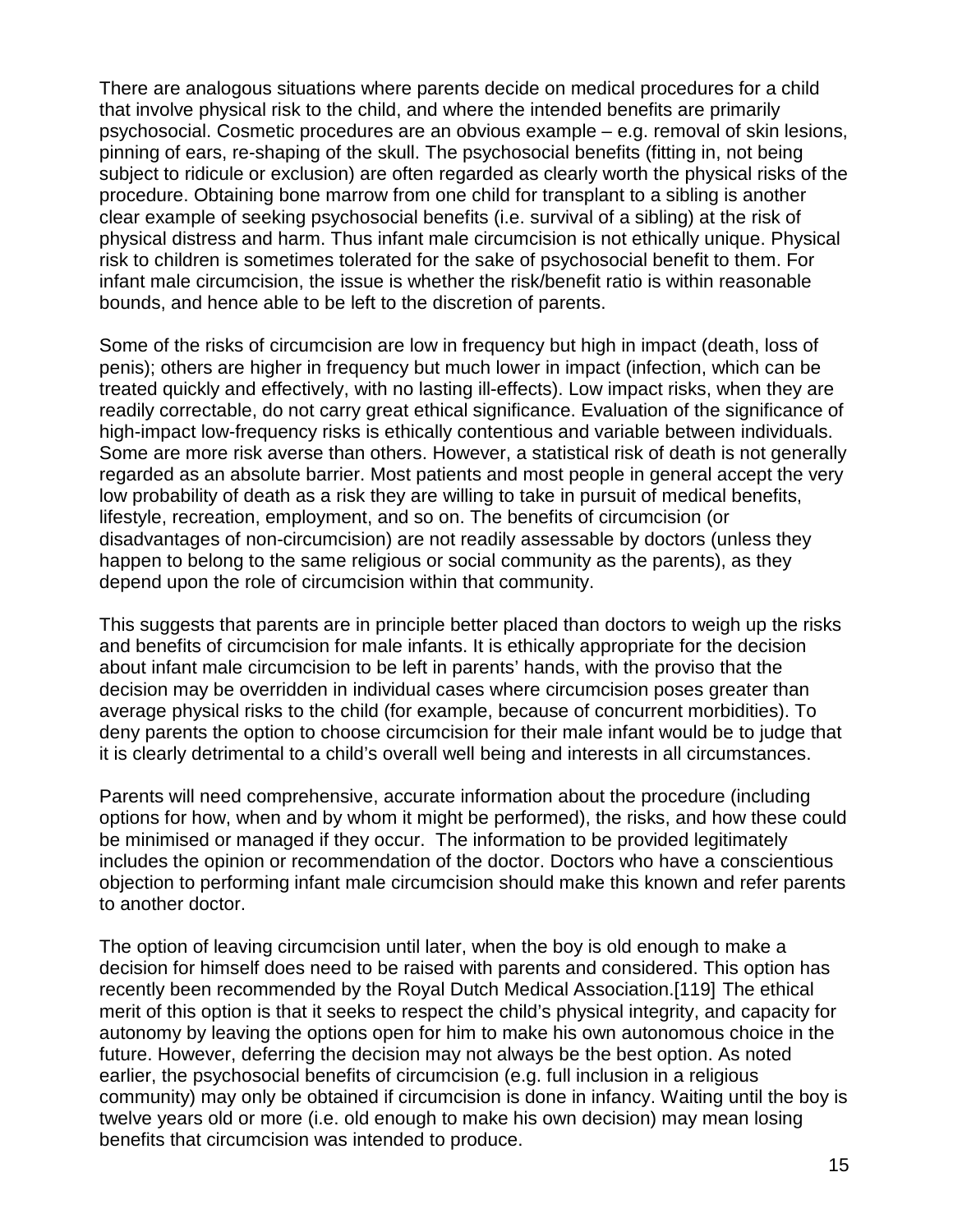There are analogous situations where parents decide on medical procedures for a child that involve physical risk to the child, and where the intended benefits are primarily psychosocial. Cosmetic procedures are an obvious example – e.g. removal of skin lesions, pinning of ears, re-shaping of the skull. The psychosocial benefits (fitting in, not being subject to ridicule or exclusion) are often regarded as clearly worth the physical risks of the procedure. Obtaining bone marrow from one child for transplant to a sibling is another clear example of seeking psychosocial benefits (i.e. survival of a sibling) at the risk of physical distress and harm. Thus infant male circumcision is not ethically unique. Physical risk to children is sometimes tolerated for the sake of psychosocial benefit to them. For infant male circumcision, the issue is whether the risk/benefit ratio is within reasonable bounds, and hence able to be left to the discretion of parents.

Some of the risks of circumcision are low in frequency but high in impact (death, loss of penis); others are higher in frequency but much lower in impact (infection, which can be treated quickly and effectively, with no lasting ill-effects). Low impact risks, when they are readily correctable, do not carry great ethical significance. Evaluation of the significance of high-impact low-frequency risks is ethically contentious and variable between individuals. Some are more risk averse than others. However, a statistical risk of death is not generally regarded as an absolute barrier. Most patients and most people in general accept the very low probability of death as a risk they are willing to take in pursuit of medical benefits, lifestyle, recreation, employment, and so on. The benefits of circumcision (or disadvantages of non-circumcision) are not readily assessable by doctors (unless they happen to belong to the same religious or social community as the parents), as they depend upon the role of circumcision within that community.

This suggests that parents are in principle better placed than doctors to weigh up the risks and benefits of circumcision for male infants. It is ethically appropriate for the decision about infant male circumcision to be left in parents' hands, with the proviso that the decision may be overridden in individual cases where circumcision poses greater than average physical risks to the child (for example, because of concurrent morbidities). To deny parents the option to choose circumcision for their male infant would be to judge that it is clearly detrimental to a child's overall well being and interests in all circumstances.

Parents will need comprehensive, accurate information about the procedure (including options for how, when and by whom it might be performed), the risks, and how these could be minimised or managed if they occur. The information to be provided legitimately includes the opinion or recommendation of the doctor. Doctors who have a conscientious objection to performing infant male circumcision should make this known and refer parents to another doctor.

The option of leaving circumcision until later, when the boy is old enough to make a decision for himself does need to be raised with parents and considered. This option has recently been recommended by the Royal Dutch Medical Association.[119] The ethical merit of this option is that it seeks to respect the child's physical integrity, and capacity for autonomy by leaving the options open for him to make his own autonomous choice in the future. However, deferring the decision may not always be the best option. As noted earlier, the psychosocial benefits of circumcision (e.g. full inclusion in a religious community) may only be obtained if circumcision is done in infancy. Waiting until the boy is twelve years old or more (i.e. old enough to make his own decision) may mean losing benefits that circumcision was intended to produce.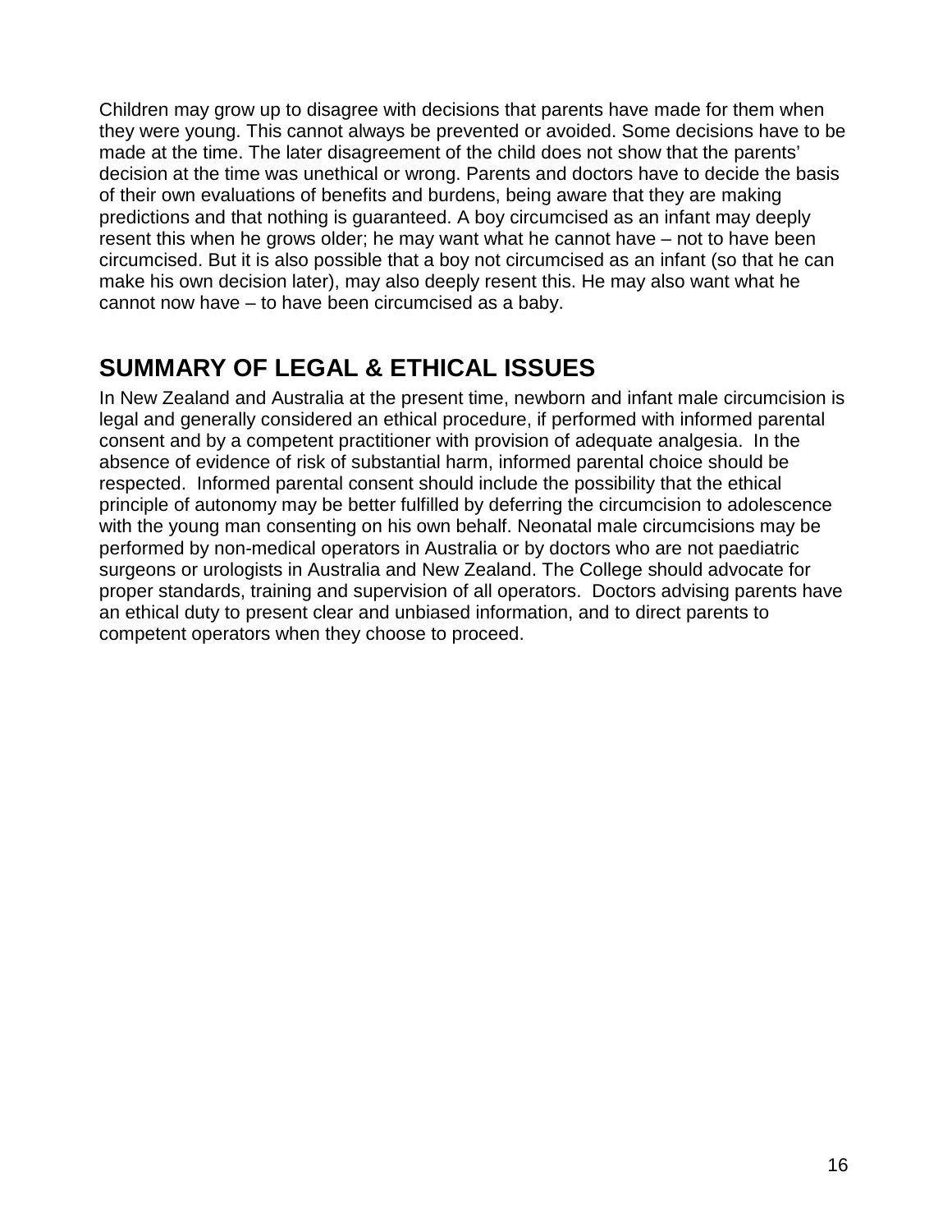Children may grow up to disagree with decisions that parents have made for them when they were young. This cannot always be prevented or avoided. Some decisions have to be made at the time. The later disagreement of the child does not show that the parents' decision at the time was unethical or wrong. Parents and doctors have to decide the basis of their own evaluations of benefits and burdens, being aware that they are making predictions and that nothing is guaranteed. A boy circumcised as an infant may deeply resent this when he grows older; he may want what he cannot have – not to have been circumcised. But it is also possible that a boy not circumcised as an infant (so that he can make his own decision later), may also deeply resent this. He may also want what he cannot now have – to have been circumcised as a baby.

## SUMMARY OF LEGAL & ETHICAL ISSUES

In New Zealand and Australia at the present time, newborn and infant male circumcision is legal and generally considered an ethical procedure, if performed with informed parental consent and by a competent practitioner with provision of adequate analgesia. In the absence of evidence of risk of substantial harm, informed parental choice should be respected. Informed parental consent should include the possibility that the ethical principle of autonomy may be better fulfilled by deferring the circumcision to adolescence with the young man consenting on his own behalf. Neonatal male circumcisions may be performed by non-medical operators in Australia or by doctors who are not paediatric surgeons or urologists in Australia and New Zealand. The College should advocate for proper standards, training and supervision of all operators. Doctors advising parents have an ethical duty to present clear and unbiased information, and to direct parents to competent operators when they choose to proceed.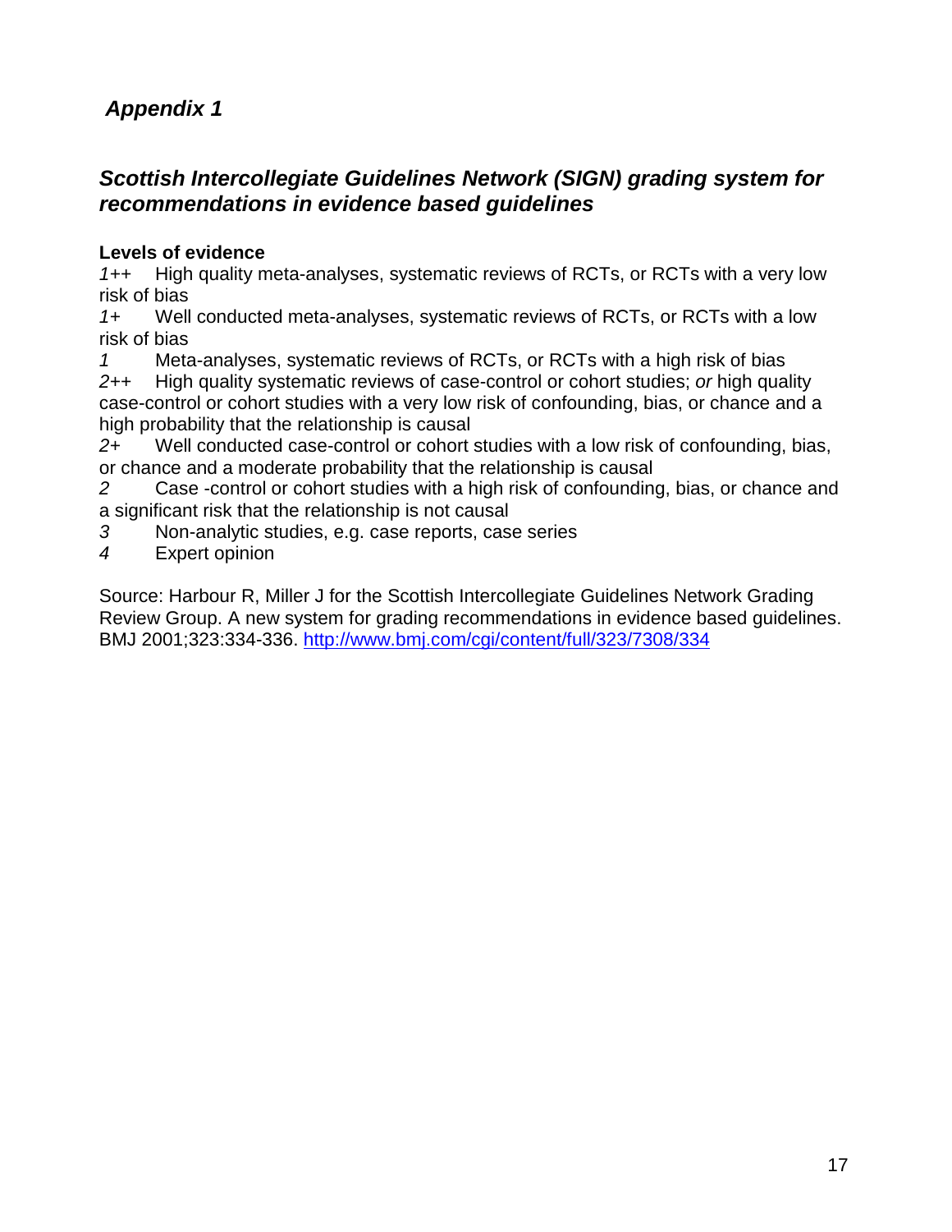## *Appendix 1*

### *Scottish Intercollegiate Guidelines Network (SIGN) grading system for recommendations in evidence based guidelines*

**Levels of evidence**

*1++* High quality meta-analyses, systematic reviews of RCTs, or RCTs with a very low risk of bias
*1+* Well conducted meta-analyses, systematic reviews of RCTs, or RCTs with a low risk of bias
*1* Meta-analyses, systematic reviews of RCTs, or RCTs with a high risk of bias
*2++* High quality systematic reviews of case-control or cohort studies; *or* high quality case-control or cohort studies with a very low risk of confounding, bias, or chance and a high probability that the relationship is causal
*2+* Well conducted case-control or cohort studies with a low risk of confounding, bias, or chance and a moderate probability that the relationship is causal
*2* Case -control or cohort studies with a high risk of confounding, bias, or chance and a significant risk that the relationship is not causal
*3* Non-analytic studies, e.g. case reports, case series
*4* Expert opinion

Source: Harbour R, Miller J for the Scottish Intercollegiate Guidelines Network Grading Review Group. A new system for grading recommendations in evidence based guidelines. BMJ 2001;323:334-336. [http://www.bmj.com/cgi/content/full/323/7308/334](http://www.bmj.com/cgi/content/full/323/7308/334)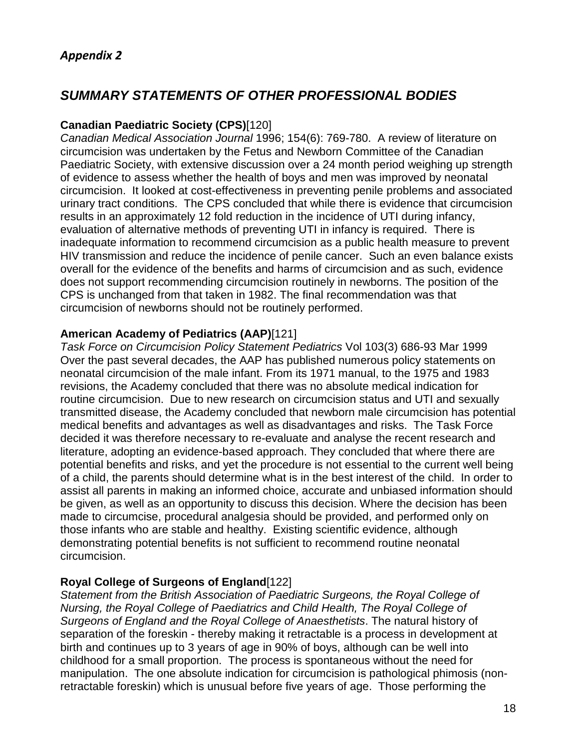## *Appendix 2*

# *SUMMARY STATEMENTS OF OTHER PROFESSIONAL BODIES*

**Canadian Paediatric Society (CPS)**[120]
*Canadian Medical Association Journal* 1996; 154(6): 769-780. A review of literature on circumcision was undertaken by the Fetus and Newborn Committee of the Canadian Paediatric Society, with extensive discussion over a 24 month period weighing up strength of evidence to assess whether the health of boys and men was improved by neonatal circumcision. It looked at cost-effectiveness in preventing penile problems and associated urinary tract conditions. The CPS concluded that while there is evidence that circumcision results in an approximately 12 fold reduction in the incidence of UTI during infancy, evaluation of alternative methods of preventing UTI in infancy is required. There is inadequate information to recommend circumcision as a public health measure to prevent HIV transmission and reduce the incidence of penile cancer. Such an even balance exists overall for the evidence of the benefits and harms of circumcision and as such, evidence does not support recommending circumcision routinely in newborns. The position of the CPS is unchanged from that taken in 1982. The final recommendation was that circumcision of newborns should not be routinely performed.

**American Academy of Pediatrics (AAP)**[121]
*Task Force on Circumcision Policy Statement Pediatrics* Vol 103(3) 686-93 Mar 1999
Over the past several decades, the AAP has published numerous policy statements on neonatal circumcision of the male infant. From its 1971 manual, to the 1975 and 1983 revisions, the Academy concluded that there was no absolute medical indication for routine circumcision. Due to new research on circumcision status and UTI and sexually transmitted disease, the Academy concluded that newborn male circumcision has potential medical benefits and advantages as well as disadvantages and risks. The Task Force decided it was therefore necessary to re-evaluate and analyse the recent research and literature, adopting an evidence-based approach. They concluded that where there are potential benefits and risks, and yet the procedure is not essential to the current well being of a child, the parents should determine what is in the best interest of the child. In order to assist all parents in making an informed choice, accurate and unbiased information should be given, as well as an opportunity to discuss this decision. Where the decision has been made to circumcise, procedural analgesia should be provided, and performed only on those infants who are stable and healthy. Existing scientific evidence, although demonstrating potential benefits is not sufficient to recommend routine neonatal circumcision.

**Royal College of Surgeons of England**[122]
*Statement from the British Association of Paediatric Surgeons, the Royal College of Nursing, the Royal College of Paediatrics and Child Health, The Royal College of Surgeons of England and the Royal College of Anaesthetists*. The natural history of separation of the foreskin - thereby making it retractable is a process in development at birth and continues up to 3 years of age in 90% of boys, although can be well into childhood for a small proportion. The process is spontaneous without the need for manipulation. The one absolute indication for circumcision is pathological phimosis (non-retractable foreskin) which is unusual before five years of age. Those performing the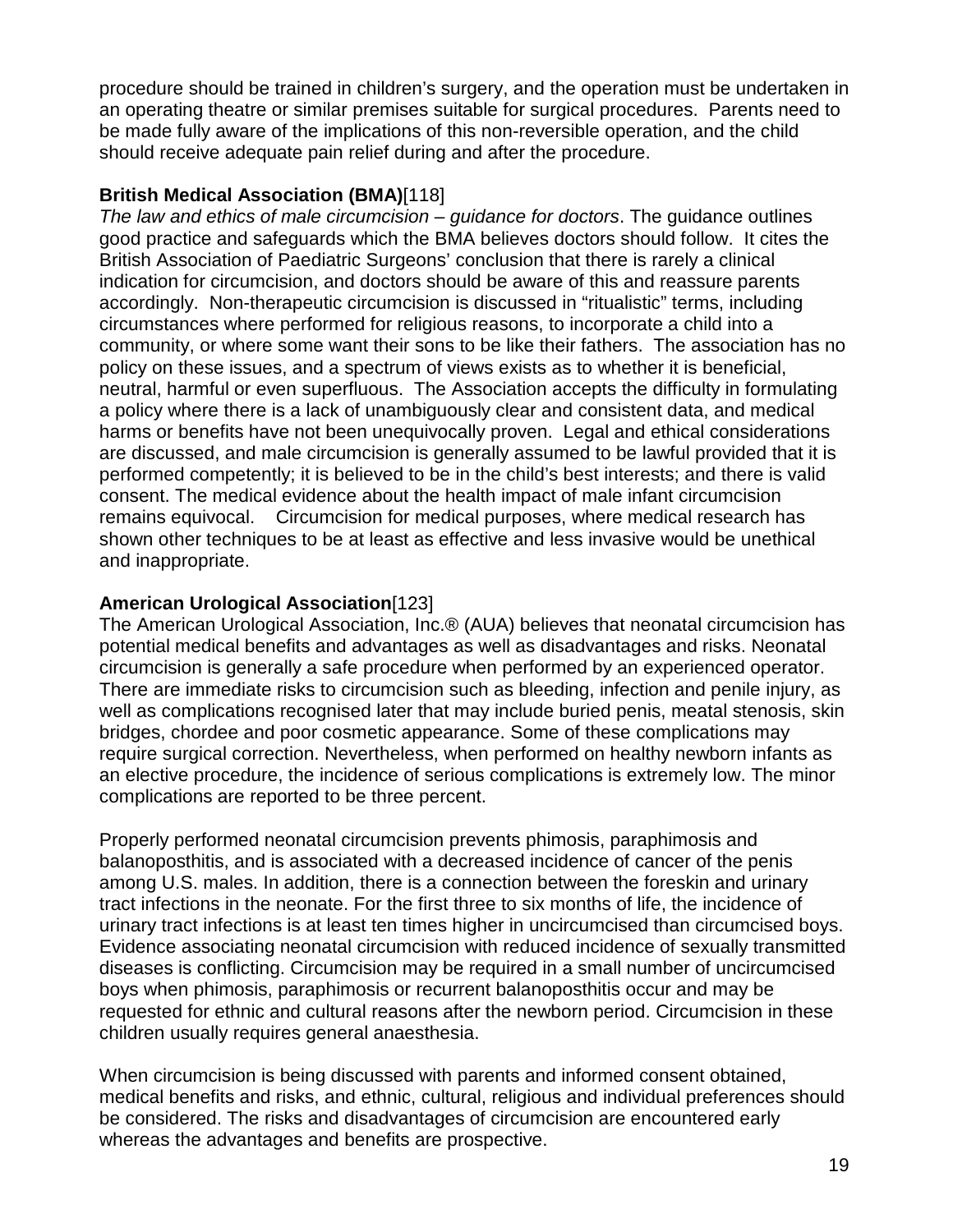procedure should be trained in children's surgery, and the operation must be undertaken in an operating theatre or similar premises suitable for surgical procedures. Parents need to be made fully aware of the implications of this non-reversible operation, and the child should receive adequate pain relief during and after the procedure.

**British Medical Association (BMA)**[118]
*The law and ethics of male circumcision – guidance for doctors*. The guidance outlines good practice and safeguards which the BMA believes doctors should follow. It cites the British Association of Paediatric Surgeons' conclusion that there is rarely a clinical indication for circumcision, and doctors should be aware of this and reassure parents accordingly. Non-therapeutic circumcision is discussed in "ritualistic" terms, including circumstances where performed for religious reasons, to incorporate a child into a community, or where some want their sons to be like their fathers. The association has no policy on these issues, and a spectrum of views exists as to whether it is beneficial, neutral, harmful or even superfluous. The Association accepts the difficulty in formulating a policy where there is a lack of unambiguously clear and consistent data, and medical harms or benefits have not been unequivocally proven. Legal and ethical considerations are discussed, and male circumcision is generally assumed to be lawful provided that it is performed competently; it is believed to be in the child's best interests; and there is valid consent. The medical evidence about the health impact of male infant circumcision remains equivocal. Circumcision for medical purposes, where medical research has shown other techniques to be at least as effective and less invasive would be unethical and inappropriate.

**American Urological Association**[123]
The American Urological Association, Inc.® (AUA) believes that neonatal circumcision has potential medical benefits and advantages as well as disadvantages and risks. Neonatal circumcision is generally a safe procedure when performed by an experienced operator. There are immediate risks to circumcision such as bleeding, infection and penile injury, as well as complications recognised later that may include buried penis, meatal stenosis, skin bridges, chordee and poor cosmetic appearance. Some of these complications may require surgical correction. Nevertheless, when performed on healthy newborn infants as an elective procedure, the incidence of serious complications is extremely low. The minor complications are reported to be three percent.

Properly performed neonatal circumcision prevents phimosis, paraphimosis and balanoposthitis, and is associated with a decreased incidence of cancer of the penis among U.S. males. In addition, there is a connection between the foreskin and urinary tract infections in the neonate. For the first three to six months of life, the incidence of urinary tract infections is at least ten times higher in uncircumcised than circumcised boys. Evidence associating neonatal circumcision with reduced incidence of sexually transmitted diseases is conflicting. Circumcision may be required in a small number of uncircumcised boys when phimosis, paraphimosis or recurrent balanoposthitis occur and may be requested for ethnic and cultural reasons after the newborn period. Circumcision in these children usually requires general anaesthesia.

When circumcision is being discussed with parents and informed consent obtained, medical benefits and risks, and ethnic, cultural, religious and individual preferences should be considered. The risks and disadvantages of circumcision are encountered early whereas the advantages and benefits are prospective.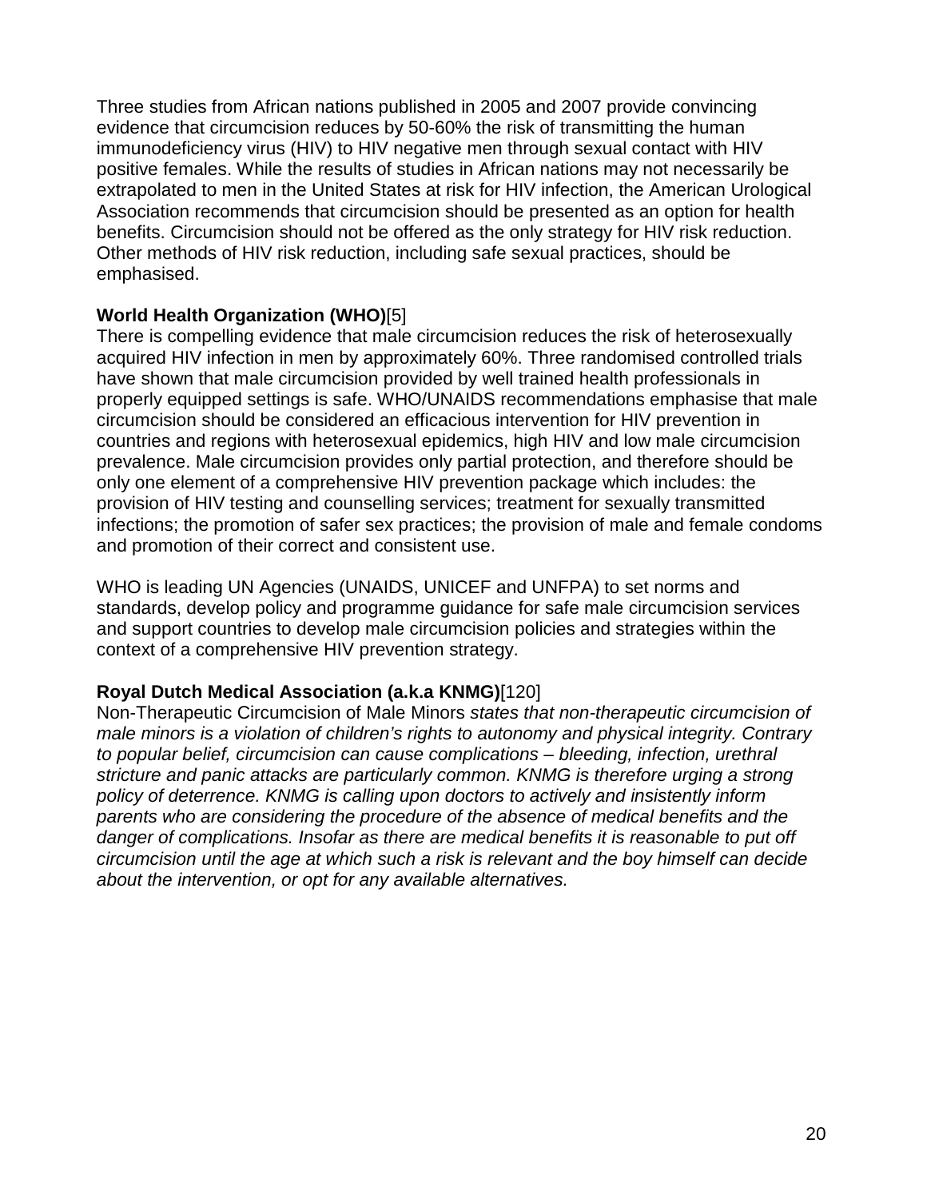Three studies from African nations published in 2005 and 2007 provide convincing evidence that circumcision reduces by 50-60% the risk of transmitting the human immunodeficiency virus (HIV) to HIV negative men through sexual contact with HIV positive females. While the results of studies in African nations may not necessarily be extrapolated to men in the United States at risk for HIV infection, the American Urological Association recommends that circumcision should be presented as an option for health benefits. Circumcision should not be offered as the only strategy for HIV risk reduction. Other methods of HIV risk reduction, including safe sexual practices, should be emphasised.

**World Health Organization (WHO)**[5]
There is compelling evidence that male circumcision reduces the risk of heterosexually acquired HIV infection in men by approximately 60%. Three randomised controlled trials have shown that male circumcision provided by well trained health professionals in properly equipped settings is safe. WHO/UNAIDS recommendations emphasise that male circumcision should be considered an efficacious intervention for HIV prevention in countries and regions with heterosexual epidemics, high HIV and low male circumcision prevalence. Male circumcision provides only partial protection, and therefore should be only one element of a comprehensive HIV prevention package which includes: the provision of HIV testing and counselling services; treatment for sexually transmitted infections; the promotion of safer sex practices; the provision of male and female condoms and promotion of their correct and consistent use.

WHO is leading UN Agencies (UNAIDS, UNICEF and UNFPA) to set norms and standards, develop policy and programme guidance for safe male circumcision services and support countries to develop male circumcision policies and strategies within the context of a comprehensive HIV prevention strategy.

**Royal Dutch Medical Association (a.k.a KNMG)**[120]
Non-Therapeutic Circumcision of Male Minors *states that non-therapeutic circumcision of male minors is a violation of children's rights to autonomy and physical integrity. Contrary to popular belief, circumcision can cause complications – bleeding, infection, urethral stricture and panic attacks are particularly common. KNMG is therefore urging a strong policy of deterrence. KNMG is calling upon doctors to actively and insistently inform parents who are considering the procedure of the absence of medical benefits and the danger of complications. Insofar as there are medical benefits it is reasonable to put off circumcision until the age at which such a risk is relevant and the boy himself can decide about the intervention, or opt for any available alternatives.*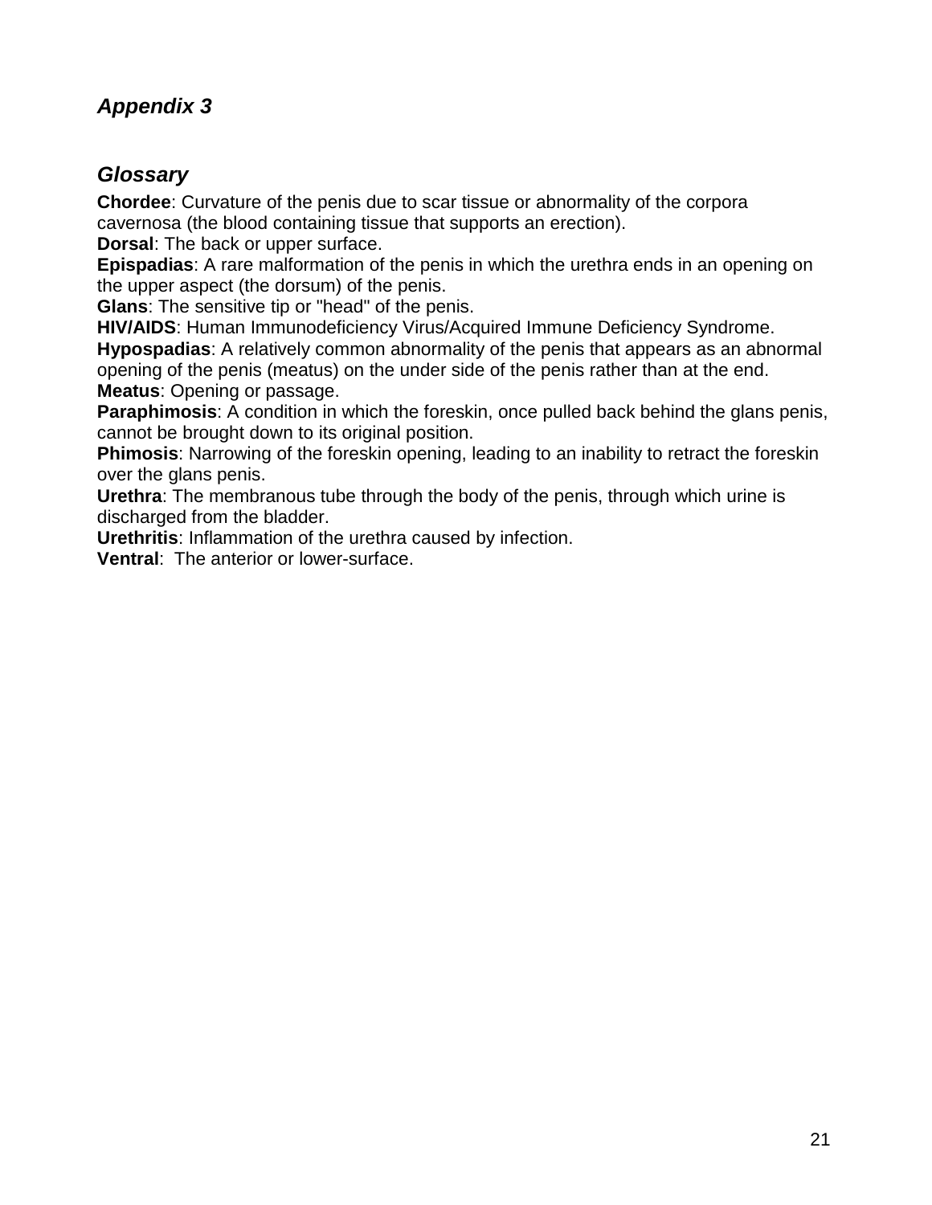## *Appendix 3*

## *Glossary*

**Chordee**: Curvature of the penis due to scar tissue or abnormality of the corpora cavernosa (the blood containing tissue that supports an erection).
**Dorsal**: The back or upper surface.
**Epispadias**: A rare malformation of the penis in which the urethra ends in an opening on the upper aspect (the dorsum) of the penis.
**Glans**: The sensitive tip or "head" of the penis.
**HIV/AIDS**: Human Immunodeficiency Virus/Acquired Immune Deficiency Syndrome.
**Hypospadias**: A relatively common abnormality of the penis that appears as an abnormal opening of the penis (meatus) on the under side of the penis rather than at the end.
**Meatus**: Opening or passage.
**Paraphimosis**: A condition in which the foreskin, once pulled back behind the glans penis, cannot be brought down to its original position.
**Phimosis**: Narrowing of the foreskin opening, leading to an inability to retract the foreskin over the glans penis.
**Urethra**: The membranous tube through the body of the penis, through which urine is discharged from the bladder.
**Urethritis**: Inflammation of the urethra caused by infection.
**Ventral**: The anterior or lower-surface.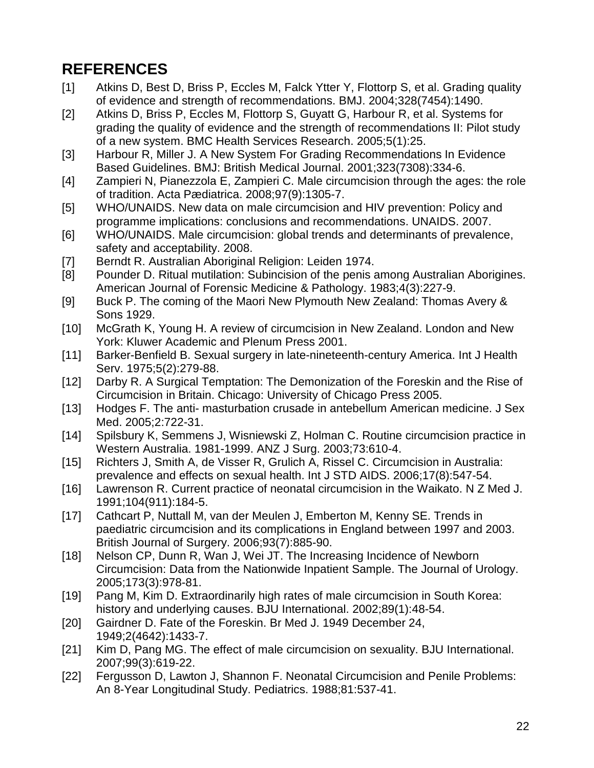# REFERENCES

[1] Atkins D, Best D, Briss P, Eccles M, Falck Ytter Y, Flottorp S, et al. Grading quality of evidence and strength of recommendations. BMJ. 2004;328(7454):1490.

[2] Atkins D, Briss P, Eccles M, Flottorp S, Guyatt G, Harbour R, et al. Systems for grading the quality of evidence and the strength of recommendations II: Pilot study of a new system. BMC Health Services Research. 2005;5(1):25.

[3] Harbour R, Miller J. A New System For Grading Recommendations In Evidence Based Guidelines. BMJ: British Medical Journal. 2001;323(7308):334-6.

[4] Zampieri N, Pianezzola E, Zampieri C. Male circumcision through the ages: the role of tradition. Acta Pædiatrica. 2008;97(9):1305-7.

[5] WHO/UNAIDS. New data on male circumcision and HIV prevention: Policy and programme implications: conclusions and recommendations. UNAIDS. 2007.

[6] WHO/UNAIDS. Male circumcision: global trends and determinants of prevalence, safety and acceptability. 2008.

[7] Berndt R. Australian Aboriginal Religion: Leiden 1974.

[8] Pounder D. Ritual mutilation: Subincision of the penis among Australian Aborigines. American Journal of Forensic Medicine & Pathology. 1983;4(3):227-9.

[9] Buck P. The coming of the Maori New Plymouth New Zealand: Thomas Avery & Sons 1929.

[10] McGrath K, Young H. A review of circumcision in New Zealand. London and New York: Kluwer Academic and Plenum Press 2001.

[11] Barker-Benfield B. Sexual surgery in late-nineteenth-century America. Int J Health Serv. 1975;5(2):279-88.

[12] Darby R. A Surgical Temptation: The Demonization of the Foreskin and the Rise of Circumcision in Britain. Chicago: University of Chicago Press 2005.

[13] Hodges F. The anti- masturbation crusade in antebellum American medicine. J Sex Med. 2005;2:722-31.

[14] Spilsbury K, Semmens J, Wisniewski Z, Holman C. Routine circumcision practice in Western Australia. 1981-1999. ANZ J Surg. 2003;73:610-4.

[15] Richters J, Smith A, de Visser R, Grulich A, Rissel C. Circumcision in Australia: prevalence and effects on sexual health. Int J STD AIDS. 2006;17(8):547-54.

[16] Lawrenson R. Current practice of neonatal circumcision in the Waikato. N Z Med J. 1991;104(911):184-5.

[17] Cathcart P, Nuttall M, van der Meulen J, Emberton M, Kenny SE. Trends in paediatric circumcision and its complications in England between 1997 and 2003. British Journal of Surgery. 2006;93(7):885-90.

[18] Nelson CP, Dunn R, Wan J, Wei JT. The Increasing Incidence of Newborn Circumcision: Data from the Nationwide Inpatient Sample. The Journal of Urology. 2005;173(3):978-81.

[19] Pang M, Kim D. Extraordinarily high rates of male circumcision in South Korea: history and underlying causes. BJU International. 2002;89(1):48-54.

[20] Gairdner D. Fate of the Foreskin. Br Med J. 1949 December 24, 1949;2(4642):1433-7.

[21] Kim D, Pang MG. The effect of male circumcision on sexuality. BJU International. 2007;99(3):619-22.

[22] Fergusson D, Lawton J, Shannon F. Neonatal Circumcision and Penile Problems: An 8-Year Longitudinal Study. Pediatrics. 1988;81:537-41.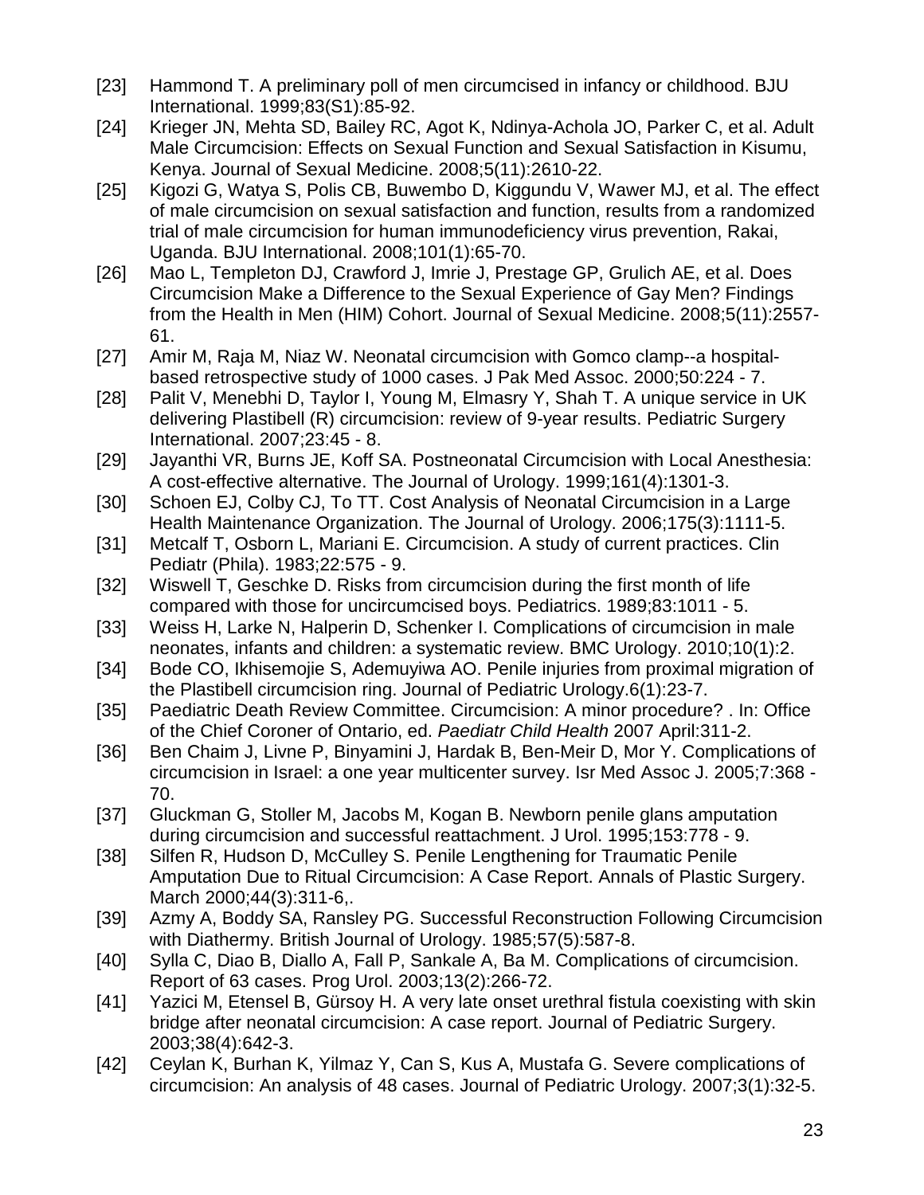[23] Hammond T. A preliminary poll of men circumcised in infancy or childhood. BJU International. 1999;83(S1):85-92.

[24] Krieger JN, Mehta SD, Bailey RC, Agot K, Ndinya-Achola JO, Parker C, et al. Adult Male Circumcision: Effects on Sexual Function and Sexual Satisfaction in Kisumu, Kenya. Journal of Sexual Medicine. 2008;5(11):2610-22.

[25] Kigozi G, Watya S, Polis CB, Buwembo D, Kiggundu V, Wawer MJ, et al. The effect of male circumcision on sexual satisfaction and function, results from a randomized trial of male circumcision for human immunodeficiency virus prevention, Rakai, Uganda. BJU International. 2008;101(1):65-70.

[26] Mao L, Templeton DJ, Crawford J, Imrie J, Prestage GP, Grulich AE, et al. Does Circumcision Make a Difference to the Sexual Experience of Gay Men? Findings from the Health in Men (HIM) Cohort. Journal of Sexual Medicine. 2008;5(11):2557-61.

[27] Amir M, Raja M, Niaz W. Neonatal circumcision with Gomco clamp--a hospital-based retrospective study of 1000 cases. J Pak Med Assoc. 2000;50:224 - 7.

[28] Palit V, Menebhi D, Taylor I, Young M, Elmasry Y, Shah T. A unique service in UK delivering Plastibell (R) circumcision: review of 9-year results. Pediatric Surgery International. 2007;23:45 - 8.

[29] Jayanthi VR, Burns JE, Koff SA. Postneonatal Circumcision with Local Anesthesia: A cost-effective alternative. The Journal of Urology. 1999;161(4):1301-3.

[30] Schoen EJ, Colby CJ, To TT. Cost Analysis of Neonatal Circumcision in a Large Health Maintenance Organization. The Journal of Urology. 2006;175(3):1111-5.

[31] Metcalf T, Osborn L, Mariani E. Circumcision. A study of current practices. Clin Pediatr (Phila). 1983;22:575 - 9.

[32] Wiswell T, Geschke D. Risks from circumcision during the first month of life compared with those for uncircumcised boys. Pediatrics. 1989;83:1011 - 5.

[33] Weiss H, Larke N, Halperin D, Schenker I. Complications of circumcision in male neonates, infants and children: a systematic review. BMC Urology. 2010;10(1):2.

[34] Bode CO, Ikhisemojie S, Ademuyiwa AO. Penile injuries from proximal migration of the Plastibell circumcision ring. Journal of Pediatric Urology.6(1):23-7.

[35] Paediatric Death Review Committee. Circumcision: A minor procedure? . In: Office of the Chief Coroner of Ontario, ed. *Paediatr Child Health* 2007 April:311-2.

[36] Ben Chaim J, Livne P, Binyamini J, Hardak B, Ben-Meir D, Mor Y. Complications of circumcision in Israel: a one year multicenter survey. Isr Med Assoc J. 2005;7:368 - 70.

[37] Gluckman G, Stoller M, Jacobs M, Kogan B. Newborn penile glans amputation during circumcision and successful reattachment. J Urol. 1995;153:778 - 9.

[38] Silfen R, Hudson D, McCulley S. Penile Lengthening for Traumatic Penile Amputation Due to Ritual Circumcision: A Case Report. Annals of Plastic Surgery. March 2000;44(3):311-6,.

[39] Azmy A, Boddy SA, Ransley PG. Successful Reconstruction Following Circumcision with Diathermy. British Journal of Urology. 1985;57(5):587-8.

[40] Sylla C, Diao B, Diallo A, Fall P, Sankale A, Ba M. Complications of circumcision. Report of 63 cases. Prog Urol. 2003;13(2):266-72.

[41] Yazici M, Etensel B, Gürsoy H. A very late onset urethral fistula coexisting with skin bridge after neonatal circumcision: A case report. Journal of Pediatric Surgery. 2003;38(4):642-3.

[42] Ceylan K, Burhan K, Yilmaz Y, Can S, Kus A, Mustafa G. Severe complications of circumcision: An analysis of 48 cases. Journal of Pediatric Urology. 2007;3(1):32-5.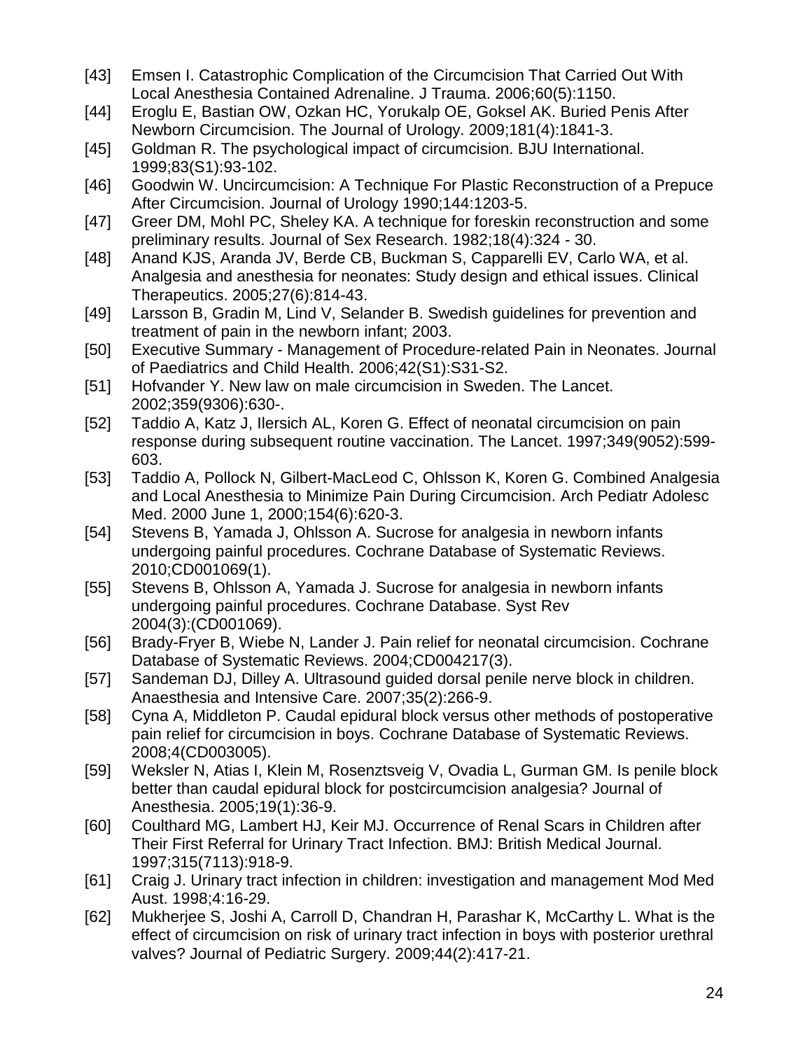[43] Emsen I. Catastrophic Complication of the Circumcision That Carried Out With Local Anesthesia Contained Adrenaline. J Trauma. 2006;60(5):1150.

[44] Eroglu E, Bastian OW, Ozkan HC, Yorukalp OE, Goksel AK. Buried Penis After Newborn Circumcision. The Journal of Urology. 2009;181(4):1841-3.

[45] Goldman R. The psychological impact of circumcision. BJU International. 1999;83(S1):93-102.

[46] Goodwin W. Uncircumcision: A Technique For Plastic Reconstruction of a Prepuce After Circumcision. Journal of Urology 1990;144:1203-5.

[47] Greer DM, Mohl PC, Sheley KA. A technique for foreskin reconstruction and some preliminary results. Journal of Sex Research. 1982;18(4):324 - 30.

[48] Anand KJS, Aranda JV, Berde CB, Buckman S, Capparelli EV, Carlo WA, et al. Analgesia and anesthesia for neonates: Study design and ethical issues. Clinical Therapeutics. 2005;27(6):814-43.

[49] Larsson B, Gradin M, Lind V, Selander B. Swedish guidelines for prevention and treatment of pain in the newborn infant; 2003.

[50] Executive Summary - Management of Procedure-related Pain in Neonates. Journal of Paediatrics and Child Health. 2006;42(S1):S31-S2.

[51] Hofvander Y. New law on male circumcision in Sweden. The Lancet. 2002;359(9306):630-.

[52] Taddio A, Katz J, Ilersich AL, Koren G. Effect of neonatal circumcision on pain response during subsequent routine vaccination. The Lancet. 1997;349(9052):599-603.

[53] Taddio A, Pollock N, Gilbert-MacLeod C, Ohlsson K, Koren G. Combined Analgesia and Local Anesthesia to Minimize Pain During Circumcision. Arch Pediatr Adolesc Med. 2000 June 1, 2000;154(6):620-3.

[54] Stevens B, Yamada J, Ohlsson A. Sucrose for analgesia in newborn infants undergoing painful procedures. Cochrane Database of Systematic Reviews. 2010;CD001069(1).

[55] Stevens B, Ohlsson A, Yamada J. Sucrose for analgesia in newborn infants undergoing painful procedures. Cochrane Database. Syst Rev 2004(3):(CD001069).

[56] Brady-Fryer B, Wiebe N, Lander J. Pain relief for neonatal circumcision. Cochrane Database of Systematic Reviews. 2004;CD004217(3).

[57] Sandeman DJ, Dilley A. Ultrasound guided dorsal penile nerve block in children. Anaesthesia and Intensive Care. 2007;35(2):266-9.

[58] Cyna A, Middleton P. Caudal epidural block versus other methods of postoperative pain relief for circumcision in boys. Cochrane Database of Systematic Reviews. 2008;4(CD003005).

[59] Weksler N, Atias I, Klein M, Rosenztsveig V, Ovadia L, Gurman GM. Is penile block better than caudal epidural block for postcircumcision analgesia? Journal of Anesthesia. 2005;19(1):36-9.

[60] Coulthard MG, Lambert HJ, Keir MJ. Occurrence of Renal Scars in Children after Their First Referral for Urinary Tract Infection. BMJ: British Medical Journal. 1997;315(7113):918-9.

[61] Craig J. Urinary tract infection in children: investigation and management Mod Med Aust. 1998;4:16-29.

[62] Mukherjee S, Joshi A, Carroll D, Chandran H, Parashar K, McCarthy L. What is the effect of circumcision on risk of urinary tract infection in boys with posterior urethral valves? Journal of Pediatric Surgery. 2009;44(2):417-21.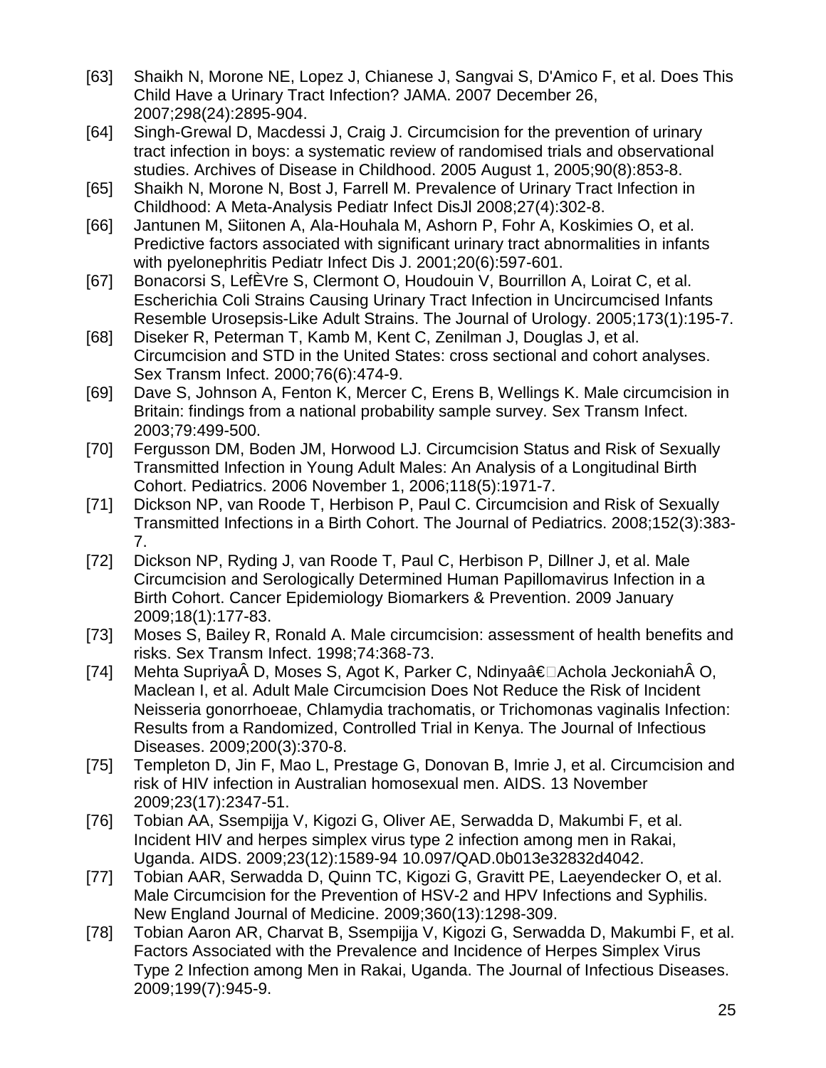[63] Shaikh N, Morone NE, Lopez J, Chianese J, Sangvai S, D'Amico F, et al. Does This Child Have a Urinary Tract Infection? JAMA. 2007 December 26, 2007;298(24):2895-904.

[64] Singh-Grewal D, Macdessi J, Craig J. Circumcision for the prevention of urinary tract infection in boys: a systematic review of randomised trials and observational studies. Archives of Disease in Childhood. 2005 August 1, 2005;90(8):853-8.

[65] Shaikh N, Morone N, Bost J, Farrell M. Prevalence of Urinary Tract Infection in Childhood: A Meta-Analysis Pediatr Infect DisJl 2008;27(4):302-8.

[66] Jantunen M, Siitonen A, Ala-Houhala M, Ashorn P, Fohr A, Koskimies O, et al. Predictive factors associated with significant urinary tract abnormalities in infants with pyelonephritis Pediatr Infect Dis J. 2001;20(6):597-601.

[67] Bonacorsi S, LefÈVre S, Clermont O, Houdouin V, Bourrillon A, Loirat C, et al. Escherichia Coli Strains Causing Urinary Tract Infection in Uncircumcised Infants Resemble Urosepsis-Like Adult Strains. The Journal of Urology. 2005;173(1):195-7.

[68] Diseker R, Peterman T, Kamb M, Kent C, Zenilman J, Douglas J, et al. Circumcision and STD in the United States: cross sectional and cohort analyses. Sex Transm Infect. 2000;76(6):474-9.

[69] Dave S, Johnson A, Fenton K, Mercer C, Erens B, Wellings K. Male circumcision in Britain: findings from a national probability sample survey. Sex Transm Infect. 2003;79:499-500.

[70] Fergusson DM, Boden JM, Horwood LJ. Circumcision Status and Risk of Sexually Transmitted Infection in Young Adult Males: An Analysis of a Longitudinal Birth Cohort. Pediatrics. 2006 November 1, 2006;118(5):1971-7.

[71] Dickson NP, van Roode T, Herbison P, Paul C. Circumcision and Risk of Sexually Transmitted Infections in a Birth Cohort. The Journal of Pediatrics. 2008;152(3):383-7.

[72] Dickson NP, Ryding J, van Roode T, Paul C, Herbison P, Dillner J, et al. Male Circumcision and Serologically Determined Human Papillomavirus Infection in a Birth Cohort. Cancer Epidemiology Biomarkers & Prevention. 2009 January 2009;18(1):177-83.

[73] Moses S, Bailey R, Ronald A. Male circumcision: assessment of health benefits and risks. Sex Transm Infect. 1998;74:368-73.

[74] Mehta SupriyaÂ D, Moses S, Agot K, Parker C, Ndinyaâ€Achola JeckoniahÂ O, Maclean I, et al. Adult Male Circumcision Does Not Reduce the Risk of Incident Neisseria gonorrhoeae, Chlamydia trachomatis, or Trichomonas vaginalis Infection: Results from a Randomized, Controlled Trial in Kenya. The Journal of Infectious Diseases. 2009;200(3):370-8.

[75] Templeton D, Jin F, Mao L, Prestage G, Donovan B, Imrie J, et al. Circumcision and risk of HIV infection in Australian homosexual men. AIDS. 13 November 2009;23(17):2347-51.

[76] Tobian AA, Ssempijja V, Kigozi G, Oliver AE, Serwadda D, Makumbi F, et al. Incident HIV and herpes simplex virus type 2 infection among men in Rakai, Uganda. AIDS. 2009;23(12):1589-94 10.097/QAD.0b013e32832d4042.

[77] Tobian AAR, Serwadda D, Quinn TC, Kigozi G, Gravitt PE, Laeyendecker O, et al. Male Circumcision for the Prevention of HSV-2 and HPV Infections and Syphilis. New England Journal of Medicine. 2009;360(13):1298-309.

[78] Tobian Aaron AR, Charvat B, Ssempijja V, Kigozi G, Serwadda D, Makumbi F, et al. Factors Associated with the Prevalence and Incidence of Herpes Simplex Virus Type 2 Infection among Men in Rakai, Uganda. The Journal of Infectious Diseases. 2009;199(7):945-9.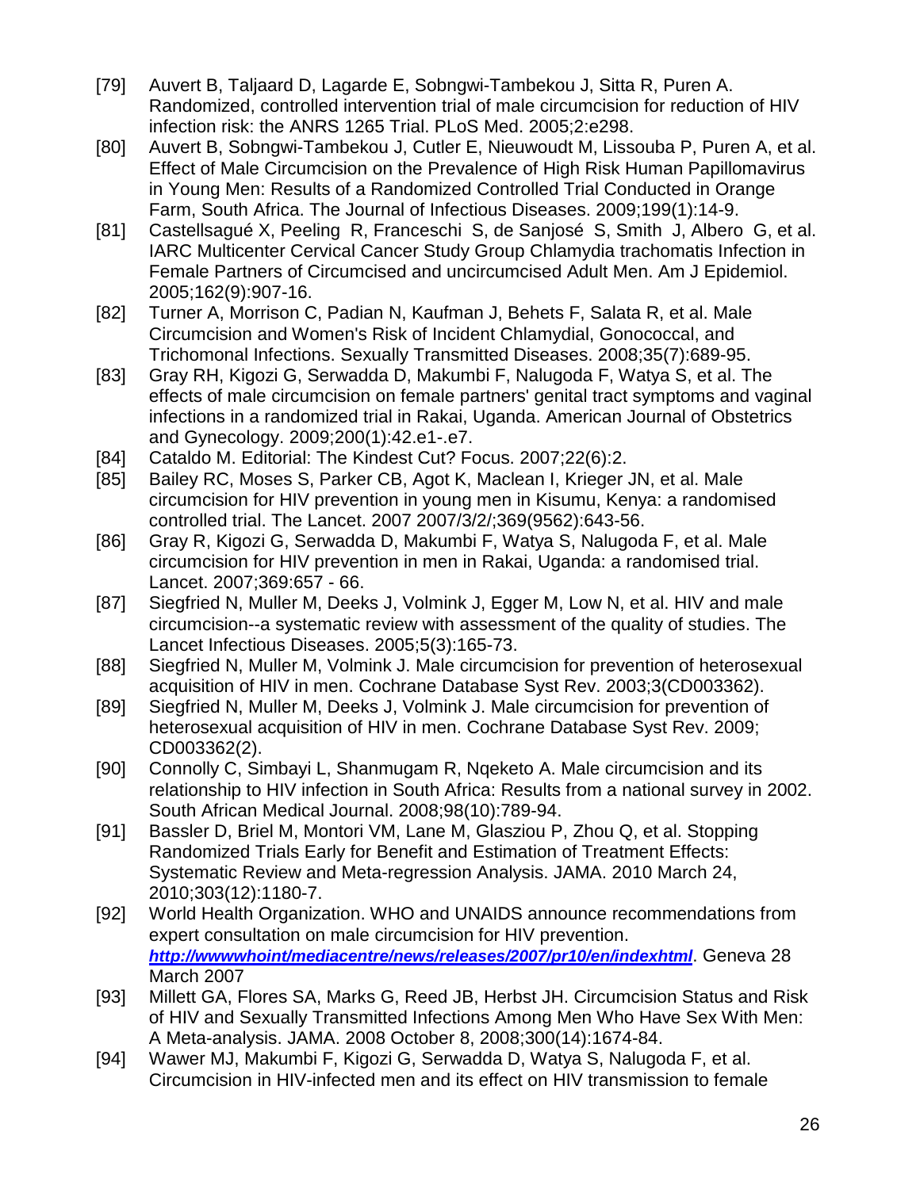[79] Auvert B, Taljaard D, Lagarde E, Sobngwi-Tambekou J, Sitta R, Puren A. Randomized, controlled intervention trial of male circumcision for reduction of HIV infection risk: the ANRS 1265 Trial. PLoS Med. 2005;2:e298.

[80] Auvert B, Sobngwi-Tambekou J, Cutler E, Nieuwoudt M, Lissouba P, Puren A, et al. Effect of Male Circumcision on the Prevalence of High Risk Human Papillomavirus in Young Men: Results of a Randomized Controlled Trial Conducted in Orange Farm, South Africa. The Journal of Infectious Diseases. 2009;199(1):14-9.

[81] Castellsagué X, Peeling R, Franceschi S, de Sanjosé S, Smith J, Albero G, et al. IARC Multicenter Cervical Cancer Study Group Chlamydia trachomatis Infection in Female Partners of Circumcised and uncircumcised Adult Men. Am J Epidemiol. 2005;162(9):907-16.

[82] Turner A, Morrison C, Padian N, Kaufman J, Behets F, Salata R, et al. Male Circumcision and Women's Risk of Incident Chlamydial, Gonococcal, and Trichomonal Infections. Sexually Transmitted Diseases. 2008;35(7):689-95.

[83] Gray RH, Kigozi G, Serwadda D, Makumbi F, Nalugoda F, Watya S, et al. The effects of male circumcision on female partners' genital tract symptoms and vaginal infections in a randomized trial in Rakai, Uganda. American Journal of Obstetrics and Gynecology. 2009;200(1):42.e1-.e7.

[84] Cataldo M. Editorial: The Kindest Cut? Focus. 2007;22(6):2.

[85] Bailey RC, Moses S, Parker CB, Agot K, Maclean I, Krieger JN, et al. Male circumcision for HIV prevention in young men in Kisumu, Kenya: a randomised controlled trial. The Lancet. 2007 2007/3/2/;369(9562):643-56.

[86] Gray R, Kigozi G, Serwadda D, Makumbi F, Watya S, Nalugoda F, et al. Male circumcision for HIV prevention in men in Rakai, Uganda: a randomised trial. Lancet. 2007;369:657 - 66.

[87] Siegfried N, Muller M, Deeks J, Volmink J, Egger M, Low N, et al. HIV and male circumcision--a systematic review with assessment of the quality of studies. The Lancet Infectious Diseases. 2005;5(3):165-73.

[88] Siegfried N, Muller M, Volmink J. Male circumcision for prevention of heterosexual acquisition of HIV in men. Cochrane Database Syst Rev. 2003;3(CD003362).

[89] Siegfried N, Muller M, Deeks J, Volmink J. Male circumcision for prevention of heterosexual acquisition of HIV in men. Cochrane Database Syst Rev. 2009; CD003362(2).

[90] Connolly C, Simbayi L, Shanmugam R, Nqeketo A. Male circumcision and its relationship to HIV infection in South Africa: Results from a national survey in 2002. South African Medical Journal. 2008;98(10):789-94.

[91] Bassler D, Briel M, Montori VM, Lane M, Glasziou P, Zhou Q, et al. Stopping Randomized Trials Early for Benefit and Estimation of Treatment Effects: Systematic Review and Meta-regression Analysis. JAMA. 2010 March 24, 2010;303(12):1180-7.

[92] World Health Organization. WHO and UNAIDS announce recommendations from expert consultation on male circumcision for HIV prevention. ***http://wwwwhoint/mediacentre/news/releases/2007/pr10/en/indexhtml***. Geneva 28 March 2007

[93] Millett GA, Flores SA, Marks G, Reed JB, Herbst JH. Circumcision Status and Risk of HIV and Sexually Transmitted Infections Among Men Who Have Sex With Men: A Meta-analysis. JAMA. 2008 October 8, 2008;300(14):1674-84.

[94] Wawer MJ, Makumbi F, Kigozi G, Serwadda D, Watya S, Nalugoda F, et al. Circumcision in HIV-infected men and its effect on HIV transmission to female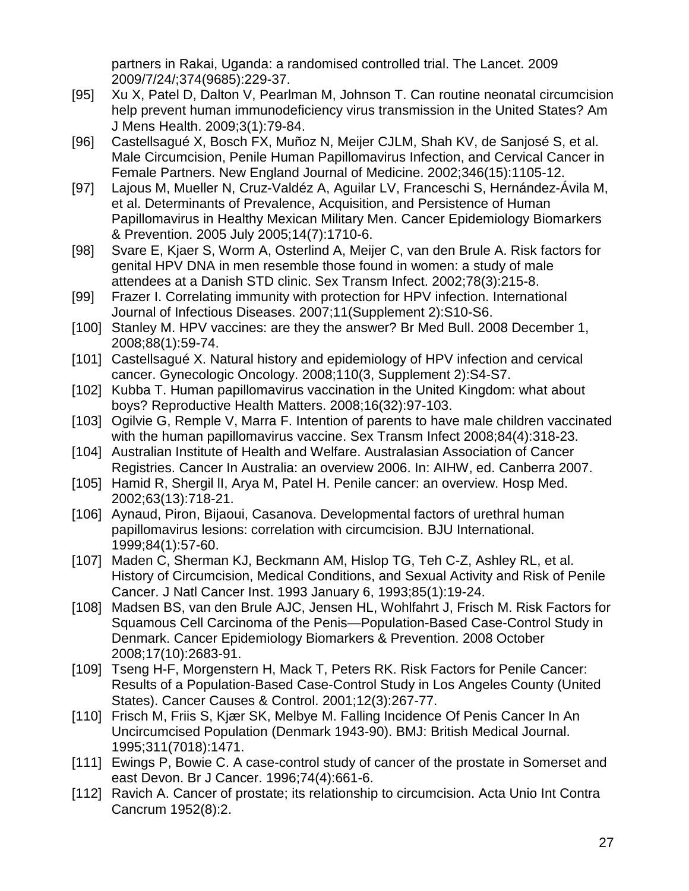partners in Rakai, Uganda: a randomised controlled trial. The Lancet. 2009 2009/7/24/;374(9685):229-37.

[95] Xu X, Patel D, Dalton V, Pearlman M, Johnson T. Can routine neonatal circumcision help prevent human immunodeficiency virus transmission in the United States? Am J Mens Health. 2009;3(1):79-84.

[96] Castellsagué X, Bosch FX, Muñoz N, Meijer CJLM, Shah KV, de Sanjosé S, et al. Male Circumcision, Penile Human Papillomavirus Infection, and Cervical Cancer in Female Partners. New England Journal of Medicine. 2002;346(15):1105-12.

[97] Lajous M, Mueller N, Cruz-Valdéz A, Aguilar LV, Franceschi S, Hernández-Ávila M, et al. Determinants of Prevalence, Acquisition, and Persistence of Human Papillomavirus in Healthy Mexican Military Men. Cancer Epidemiology Biomarkers & Prevention. 2005 July 2005;14(7):1710-6.

[98] Svare E, Kjaer S, Worm A, Osterlind A, Meijer C, van den Brule A. Risk factors for genital HPV DNA in men resemble those found in women: a study of male attendees at a Danish STD clinic. Sex Transm Infect. 2002;78(3):215-8.

[99] Frazer I. Correlating immunity with protection for HPV infection. International Journal of Infectious Diseases. 2007;11(Supplement 2):S10-S6.

[100] Stanley M. HPV vaccines: are they the answer? Br Med Bull. 2008 December 1, 2008;88(1):59-74.

[101] Castellsagué X. Natural history and epidemiology of HPV infection and cervical cancer. Gynecologic Oncology. 2008;110(3, Supplement 2):S4-S7.

[102] Kubba T. Human papillomavirus vaccination in the United Kingdom: what about boys? Reproductive Health Matters. 2008;16(32):97-103.

[103] Ogilvie G, Remple V, Marra F. Intention of parents to have male children vaccinated with the human papillomavirus vaccine. Sex Transm Infect 2008;84(4):318-23.

[104] Australian Institute of Health and Welfare. Australasian Association of Cancer Registries. Cancer In Australia: an overview 2006. In: AIHW, ed. Canberra 2007.

[105] Hamid R, Shergil II, Arya M, Patel H. Penile cancer: an overview. Hosp Med. 2002;63(13):718-21.

[106] Aynaud, Piron, Bijaoui, Casanova. Developmental factors of urethral human papillomavirus lesions: correlation with circumcision. BJU International. 1999;84(1):57-60.

[107] Maden C, Sherman KJ, Beckmann AM, Hislop TG, Teh C-Z, Ashley RL, et al. History of Circumcision, Medical Conditions, and Sexual Activity and Risk of Penile Cancer. J Natl Cancer Inst. 1993 January 6, 1993;85(1):19-24.

[108] Madsen BS, van den Brule AJC, Jensen HL, Wohlfahrt J, Frisch M. Risk Factors for Squamous Cell Carcinoma of the Penis—Population-Based Case-Control Study in Denmark. Cancer Epidemiology Biomarkers & Prevention. 2008 October 2008;17(10):2683-91.

[109] Tseng H-F, Morgenstern H, Mack T, Peters RK. Risk Factors for Penile Cancer: Results of a Population-Based Case-Control Study in Los Angeles County (United States). Cancer Causes & Control. 2001;12(3):267-77.

[110] Frisch M, Friis S, Kjær SK, Melbye M. Falling Incidence Of Penis Cancer In An Uncircumcised Population (Denmark 1943-90). BMJ: British Medical Journal. 1995;311(7018):1471.

[111] Ewings P, Bowie C. A case-control study of cancer of the prostate in Somerset and east Devon. Br J Cancer. 1996;74(4):661-6.

[112] Ravich A. Cancer of prostate; its relationship to circumcision. Acta Unio Int Contra Cancrum 1952(8):2.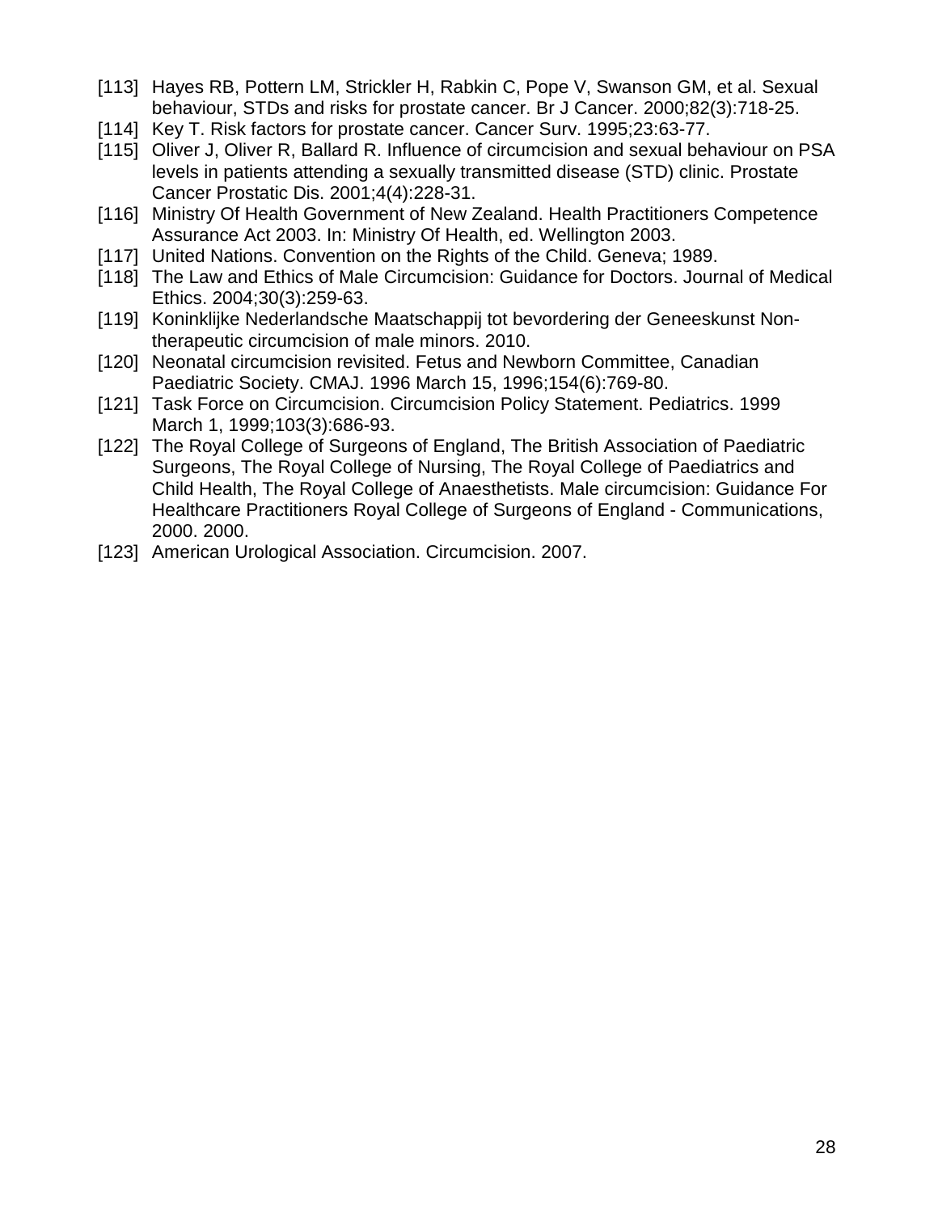[113] Hayes RB, Pottern LM, Strickler H, Rabkin C, Pope V, Swanson GM, et al. Sexual behaviour, STDs and risks for prostate cancer. Br J Cancer. 2000;82(3):718-25.

[114] Key T. Risk factors for prostate cancer. Cancer Surv. 1995;23:63-77.

[115] Oliver J, Oliver R, Ballard R. Influence of circumcision and sexual behaviour on PSA levels in patients attending a sexually transmitted disease (STD) clinic. Prostate Cancer Prostatic Dis. 2001;4(4):228-31.

[116] Ministry Of Health Government of New Zealand. Health Practitioners Competence Assurance Act 2003. In: Ministry Of Health, ed. Wellington 2003.

[117] United Nations. Convention on the Rights of the Child. Geneva; 1989.

[118] The Law and Ethics of Male Circumcision: Guidance for Doctors. Journal of Medical Ethics. 2004;30(3):259-63.

[119] Koninklijke Nederlandsche Maatschappij tot bevordering der Geneeskunst Non-therapeutic circumcision of male minors. 2010.

[120] Neonatal circumcision revisited. Fetus and Newborn Committee, Canadian Paediatric Society. CMAJ. 1996 March 15, 1996;154(6):769-80.

[121] Task Force on Circumcision. Circumcision Policy Statement. Pediatrics. 1999 March 1, 1999;103(3):686-93.

[122] The Royal College of Surgeons of England, The British Association of Paediatric Surgeons, The Royal College of Nursing, The Royal College of Paediatrics and Child Health, The Royal College of Anaesthetists. Male circumcision: Guidance For Healthcare Practitioners Royal College of Surgeons of England - Communications, 2000. 2000.

[123] American Urological Association. Circumcision. 2007.